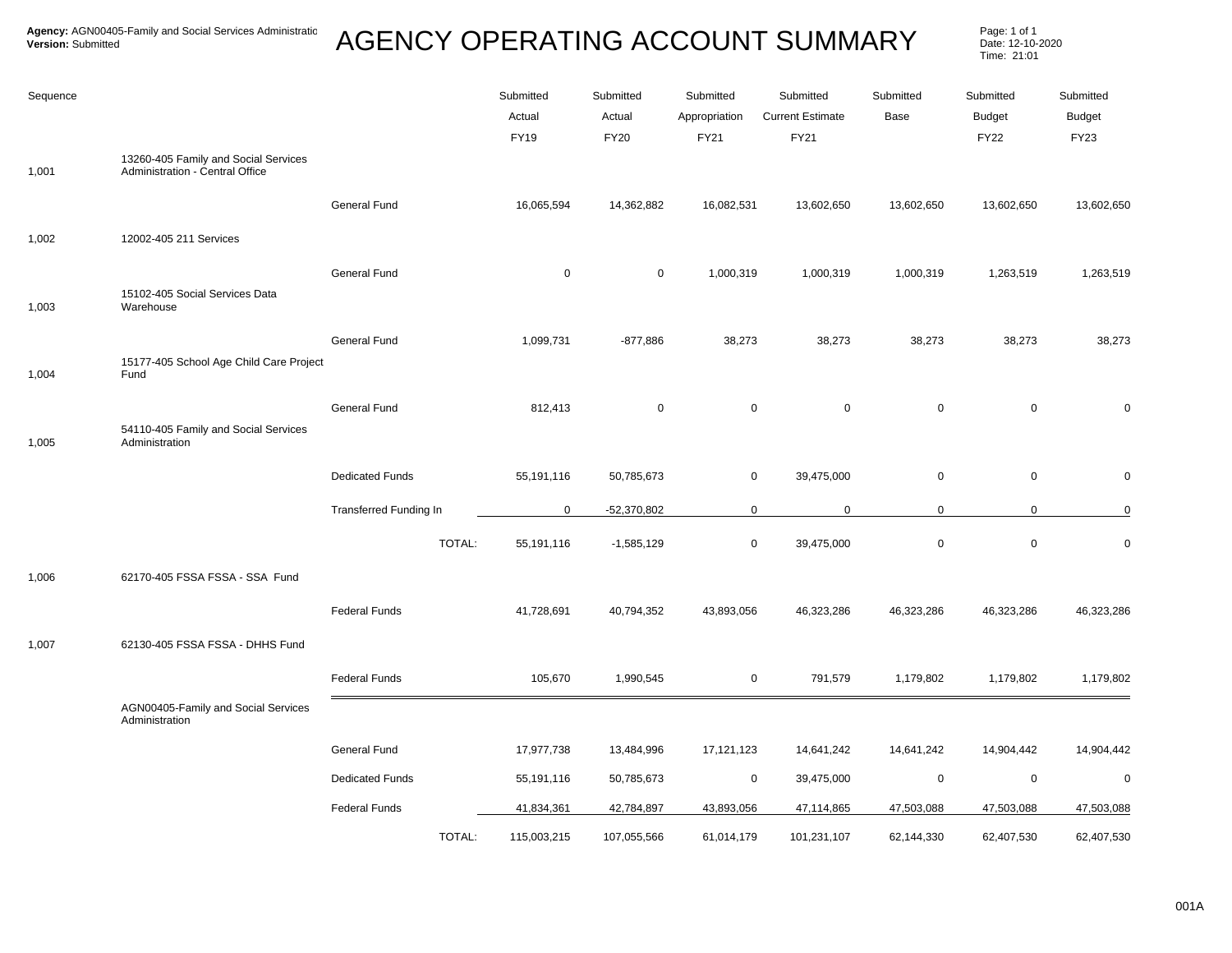**Agency:** AGN00405-Family and Social Services Administratio
**Version:** Submitted

# AGENCY OPERATING ACCOUNT SUMMARY

Page: 1 of 1
Date: 12-10-2020
Time: 21:01

| Sequence | | | Submitted Actual FY19 | Submitted Actual FY20 | Submitted Appropriation FY21 | Submitted Current Estimate FY21 | Submitted Base | Submitted Budget FY22 | Submitted Budget FY23 |
|---|---|---|---|---|---|---|---|---|---|
| 1,001 | 13260-405 Family and Social Services Administration - Central Office | | | | | | | | |
| | | General Fund | 16,065,594 | 14,362,882 | 16,082,531 | 13,602,650 | 13,602,650 | 13,602,650 | 13,602,650 |
| 1,002 | 12002-405 211 Services | | | | | | | | |
| | | General Fund | 0 | 0 | 1,000,319 | 1,000,319 | 1,000,319 | 1,263,519 | 1,263,519 |
| 1,003 | 15102-405 Social Services Data Warehouse | | | | | | | | |
| | | General Fund | 1,099,731 | -877,886 | 38,273 | 38,273 | 38,273 | 38,273 | 38,273 |
| 1,004 | 15177-405 School Age Child Care Project Fund | | | | | | | | |
| | | General Fund | 812,413 | 0 | 0 | 0 | 0 | 0 | 0 |
| 1,005 | 54110-405 Family and Social Services Administration | | | | | | | | |
| | | Dedicated Funds | 55,191,116 | 50,785,673 | 0 | 39,475,000 | 0 | 0 | 0 |
| | | Transferred Funding In | 0 | -52,370,802 | 0 | 0 | 0 | 0 | 0 |
| | | TOTAL: | 55,191,116 | -1,585,129 | 0 | 39,475,000 | 0 | 0 | 0 |
| 1,006 | 62170-405 FSSA FSSA - SSA Fund | | | | | | | | |
| | | Federal Funds | 41,728,691 | 40,794,352 | 43,893,056 | 46,323,286 | 46,323,286 | 46,323,286 | 46,323,286 |
| 1,007 | 62130-405 FSSA FSSA - DHHS Fund | | | | | | | | |
| | | Federal Funds | 105,670 | 1,990,545 | 0 | 791,579 | 1,179,802 | 1,179,802 | 1,179,802 |
| | AGN00405-Family and Social Services Administration | | | | | | | | |
| | | General Fund | 17,977,738 | 13,484,996 | 17,121,123 | 14,641,242 | 14,641,242 | 14,904,442 | 14,904,442 |
| | | Dedicated Funds | 55,191,116 | 50,785,673 | 0 | 39,475,000 | 0 | 0 | 0 |
| | | Federal Funds | 41,834,361 | 42,784,897 | 43,893,056 | 47,114,865 | 47,503,088 | 47,503,088 | 47,503,088 |
| | | TOTAL: | 115,003,215 | 107,055,566 | 61,014,179 | 101,231,107 | 62,144,330 | 62,407,530 | 62,407,530 |

001A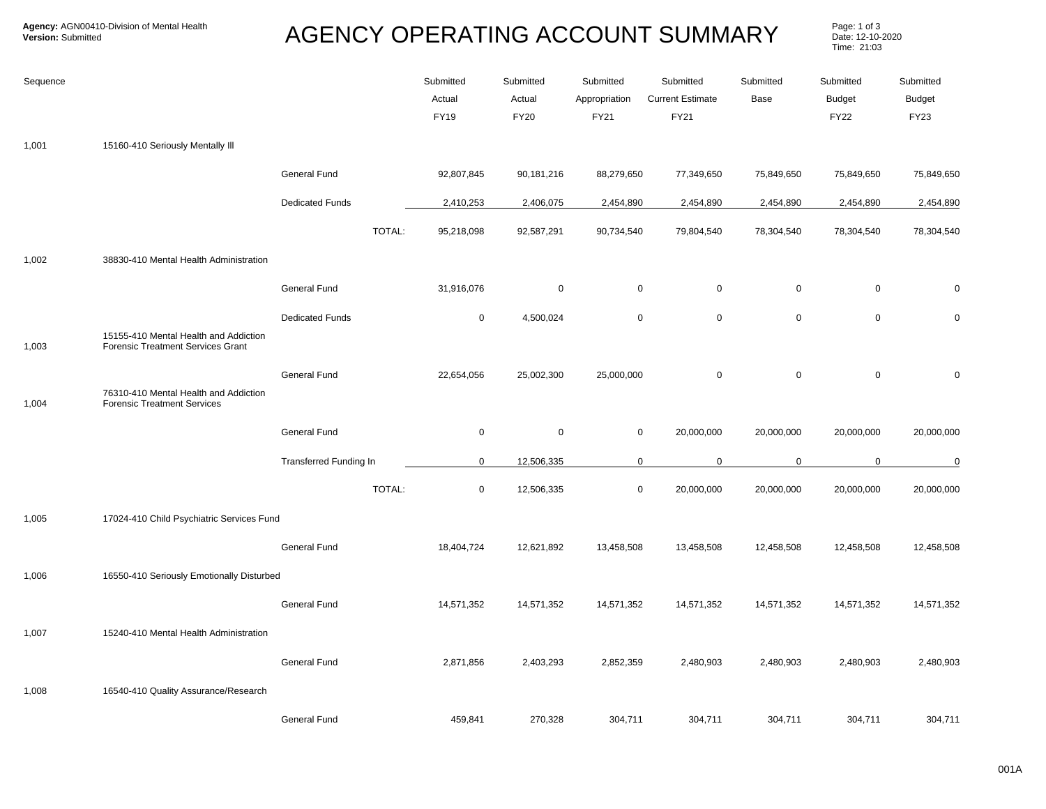**Agency:** AGN00410-Division of Mental Health
**Version:** Submitted

# AGENCY OPERATING ACCOUNT SUMMARY

Date: 12-10-2020
Time: 21:03

| Sequence | | | Submitted Actual FY19 | Submitted Actual FY20 | Submitted Appropriation FY21 | Submitted Current Estimate FY21 | Submitted Base | Submitted Budget FY22 | Submitted Budget FY23 |
|---|---|---|---|---|---|---|---|---|---|
| 1,001 | 15160-410 Seriously Mentally Ill | | | | | | | | |
| | | General Fund | 92,807,845 | 90,181,216 | 88,279,650 | 77,349,650 | 75,849,650 | 75,849,650 | 75,849,650 |
| | | Dedicated Funds | 2,410,253 | 2,406,075 | 2,454,890 | 2,454,890 | 2,454,890 | 2,454,890 | 2,454,890 |
| | | TOTAL: | 95,218,098 | 92,587,291 | 90,734,540 | 79,804,540 | 78,304,540 | 78,304,540 | 78,304,540 |
| 1,002 | 38830-410 Mental Health Administration | | | | | | | | |
| | | General Fund | 31,916,076 | 0 | 0 | 0 | 0 | 0 | 0 |
| | | Dedicated Funds | 0 | 4,500,024 | 0 | 0 | 0 | 0 | 0 |
| 1,003 | 15155-410 Mental Health and Addiction Forensic Treatment Services Grant | | | | | | | | |
| | | General Fund | 22,654,056 | 25,002,300 | 25,000,000 | 0 | 0 | 0 | 0 |
| 1,004 | 76310-410 Mental Health and Addiction Forensic Treatment Services | | | | | | | | |
| | | General Fund | 0 | 0 | 0 | 20,000,000 | 20,000,000 | 20,000,000 | 20,000,000 |
| | | Transferred Funding In | 0 | 12,506,335 | 0 | 0 | 0 | 0 | 0 |
| | | TOTAL: | 0 | 12,506,335 | 0 | 20,000,000 | 20,000,000 | 20,000,000 | 20,000,000 |
| 1,005 | 17024-410 Child Psychiatric Services Fund | | | | | | | | |
| | | General Fund | 18,404,724 | 12,621,892 | 13,458,508 | 13,458,508 | 12,458,508 | 12,458,508 | 12,458,508 |
| 1,006 | 16550-410 Seriously Emotionally Disturbed | | | | | | | | |
| | | General Fund | 14,571,352 | 14,571,352 | 14,571,352 | 14,571,352 | 14,571,352 | 14,571,352 | 14,571,352 |
| 1,007 | 15240-410 Mental Health Administration | | | | | | | | |
| | | General Fund | 2,871,856 | 2,403,293 | 2,852,359 | 2,480,903 | 2,480,903 | 2,480,903 | 2,480,903 |
| 1,008 | 16540-410 Quality Assurance/Research | | | | | | | | |
| | | General Fund | 459,841 | 270,328 | 304,711 | 304,711 | 304,711 | 304,711 | 304,711 |

001A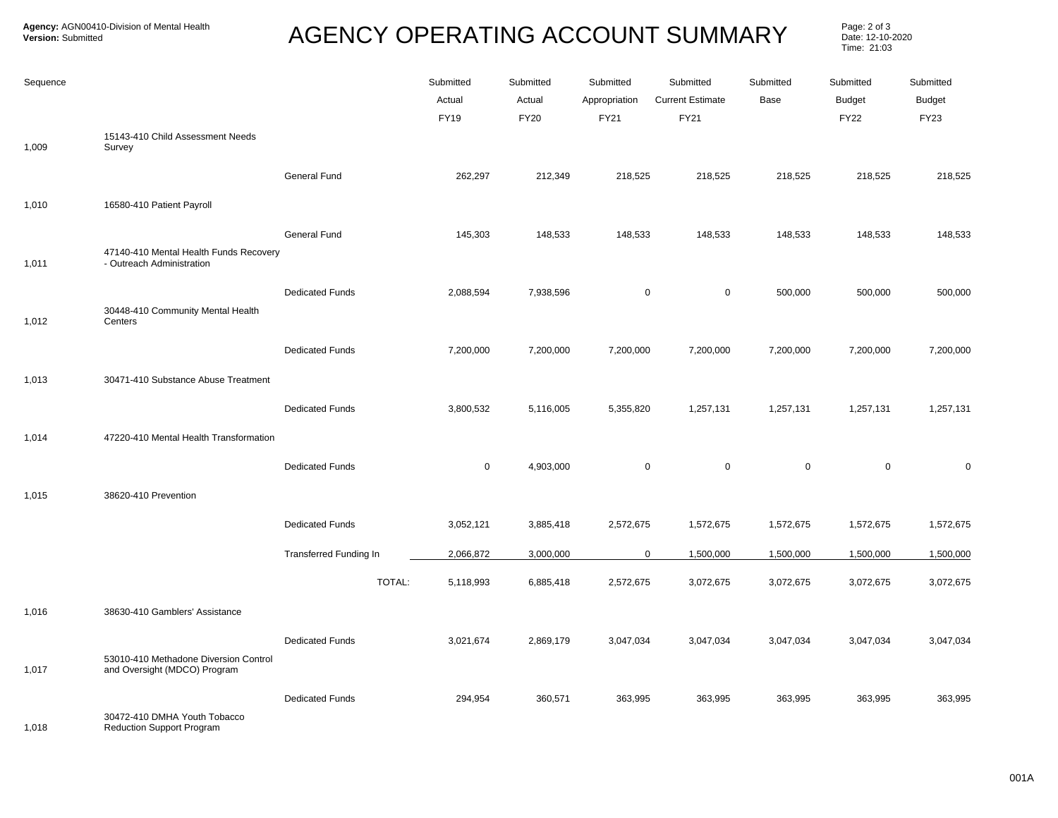# AGENCY OPERATING ACCOUNT SUMMARY

**Agency:** AGN00410-Division of Mental Health
**Version:** Submitted

| Sequence | | | Submitted Actual FY19 | Submitted Actual FY20 | Submitted Appropriation FY21 | Submitted Current Estimate FY21 | Submitted Base | Submitted Budget FY22 | Submitted Budget FY23 |
|---|---|---|---|---|---|---|---|---|---|
| 1,009 | 15143-410 Child Assessment Needs Survey | | | | | | | | |
| | | General Fund | 262,297 | 212,349 | 218,525 | 218,525 | 218,525 | 218,525 | 218,525 |
| 1,010 | 16580-410 Patient Payroll | | | | | | | | |
| | | General Fund | 145,303 | 148,533 | 148,533 | 148,533 | 148,533 | 148,533 | 148,533 |
| 1,011 | 47140-410 Mental Health Funds Recovery - Outreach Administration | | | | | | | | |
| | | Dedicated Funds | 2,088,594 | 7,938,596 | 0 | 0 | 500,000 | 500,000 | 500,000 |
| 1,012 | 30448-410 Community Mental Health Centers | | | | | | | | |
| | | Dedicated Funds | 7,200,000 | 7,200,000 | 7,200,000 | 7,200,000 | 7,200,000 | 7,200,000 | 7,200,000 |
| 1,013 | 30471-410 Substance Abuse Treatment | | | | | | | | |
| | | Dedicated Funds | 3,800,532 | 5,116,005 | 5,355,820 | 1,257,131 | 1,257,131 | 1,257,131 | 1,257,131 |
| 1,014 | 47220-410 Mental Health Transformation | | | | | | | | |
| | | Dedicated Funds | 0 | 4,903,000 | 0 | 0 | 0 | 0 | 0 |
| 1,015 | 38620-410 Prevention | | | | | | | | |
| | | Dedicated Funds | 3,052,121 | 3,885,418 | 2,572,675 | 1,572,675 | 1,572,675 | 1,572,675 | 1,572,675 |
| | | Transferred Funding In | 2,066,872 | 3,000,000 | 0 | 1,500,000 | 1,500,000 | 1,500,000 | 1,500,000 |
| | | TOTAL: | 5,118,993 | 6,885,418 | 2,572,675 | 3,072,675 | 3,072,675 | 3,072,675 | 3,072,675 |
| 1,016 | 38630-410 Gamblers' Assistance | | | | | | | | |
| | | Dedicated Funds | 3,021,674 | 2,869,179 | 3,047,034 | 3,047,034 | 3,047,034 | 3,047,034 | 3,047,034 |
| 1,017 | 53010-410 Methadone Diversion Control and Oversight (MDCO) Program | | | | | | | | |
| | | Dedicated Funds | 294,954 | 360,571 | 363,995 | 363,995 | 363,995 | 363,995 | 363,995 |
| 1,018 | 30472-410 DMHA Youth Tobacco Reduction Support Program | | | | | | | | |

001A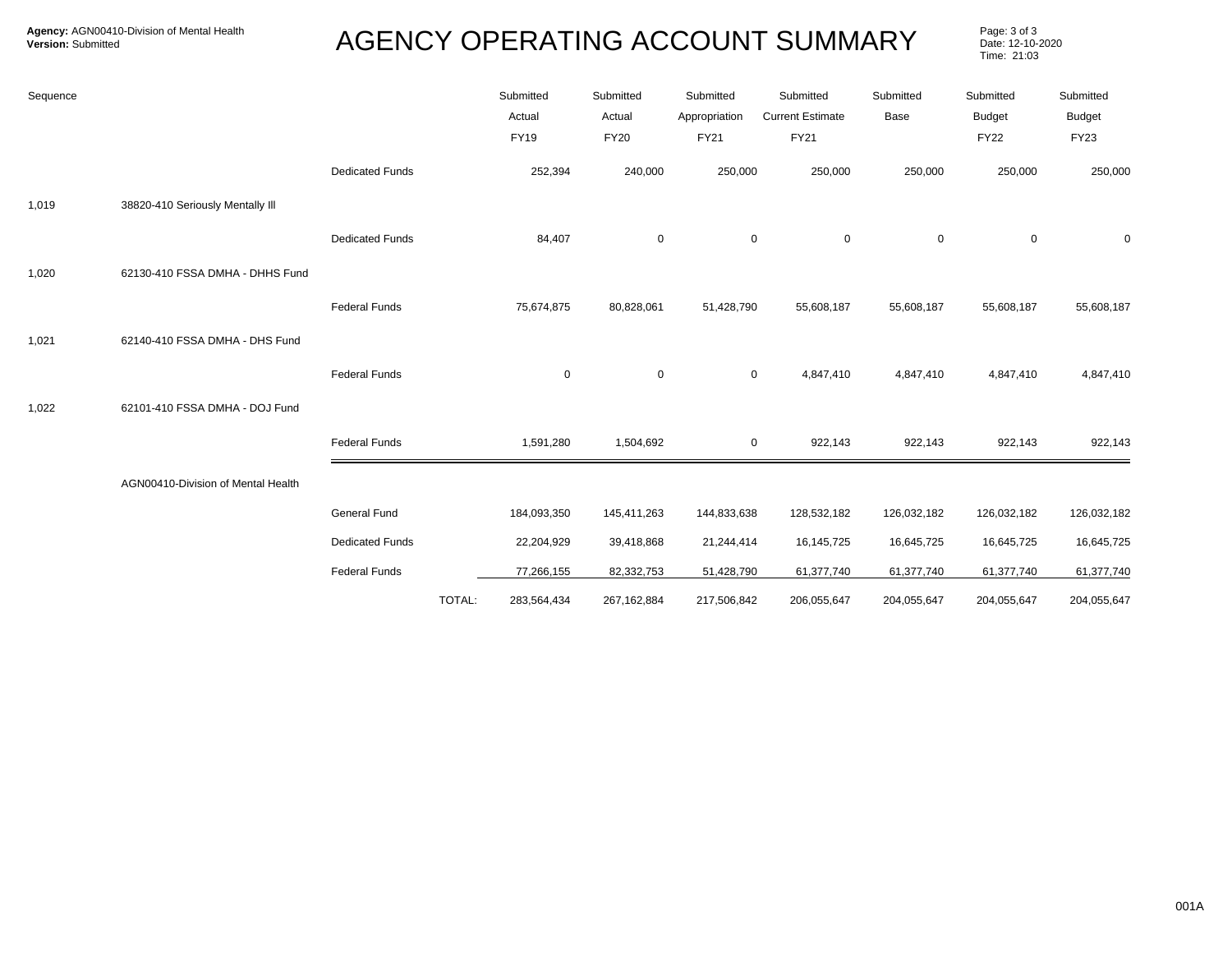**Agency:** AGN00410-Division of Mental Health
**Version:** Submitted

# AGENCY OPERATING ACCOUNT SUMMARY

Date: 12-10-2020
Time: 21:03

| Sequence | | | | Submitted Actual FY19 | Submitted Actual FY20 | Submitted Appropriation FY21 | Submitted Current Estimate FY21 | Submitted Base | Submitted Budget FY22 | Submitted Budget FY23 |
|---|---|---|---|---|---|---|---|---|---|---|
| | | Dedicated Funds | | 252,394 | 240,000 | 250,000 | 250,000 | 250,000 | 250,000 | 250,000 |
| 1,019 | 38820-410 Seriously Mentally Ill | | | | | | | | | |
| | | Dedicated Funds | | 84,407 | 0 | 0 | 0 | 0 | 0 | 0 |
| 1,020 | 62130-410 FSSA DMHA - DHHS Fund | | | | | | | | | |
| | | Federal Funds | | 75,674,875 | 80,828,061 | 51,428,790 | 55,608,187 | 55,608,187 | 55,608,187 | 55,608,187 |
| 1,021 | 62140-410 FSSA DMHA - DHS Fund | | | | | | | | | |
| | | Federal Funds | | 0 | 0 | 0 | 4,847,410 | 4,847,410 | 4,847,410 | 4,847,410 |
| 1,022 | 62101-410 FSSA DMHA - DOJ Fund | | | | | | | | | |
| | | Federal Funds | | 1,591,280 | 1,504,692 | 0 | 922,143 | 922,143 | 922,143 | 922,143 |
| | AGN00410-Division of Mental Health | | | | | | | | | |
| | | General Fund | | 184,093,350 | 145,411,263 | 144,833,638 | 128,532,182 | 126,032,182 | 126,032,182 | 126,032,182 |
| | | Dedicated Funds | | 22,204,929 | 39,418,868 | 21,244,414 | 16,145,725 | 16,645,725 | 16,645,725 | 16,645,725 |
| | | Federal Funds | | 77,266,155 | 82,332,753 | 51,428,790 | 61,377,740 | 61,377,740 | 61,377,740 | 61,377,740 |
| | | | TOTAL: | 283,564,434 | 267,162,884 | 217,506,842 | 206,055,647 | 204,055,647 | 204,055,647 | 204,055,647 |

001A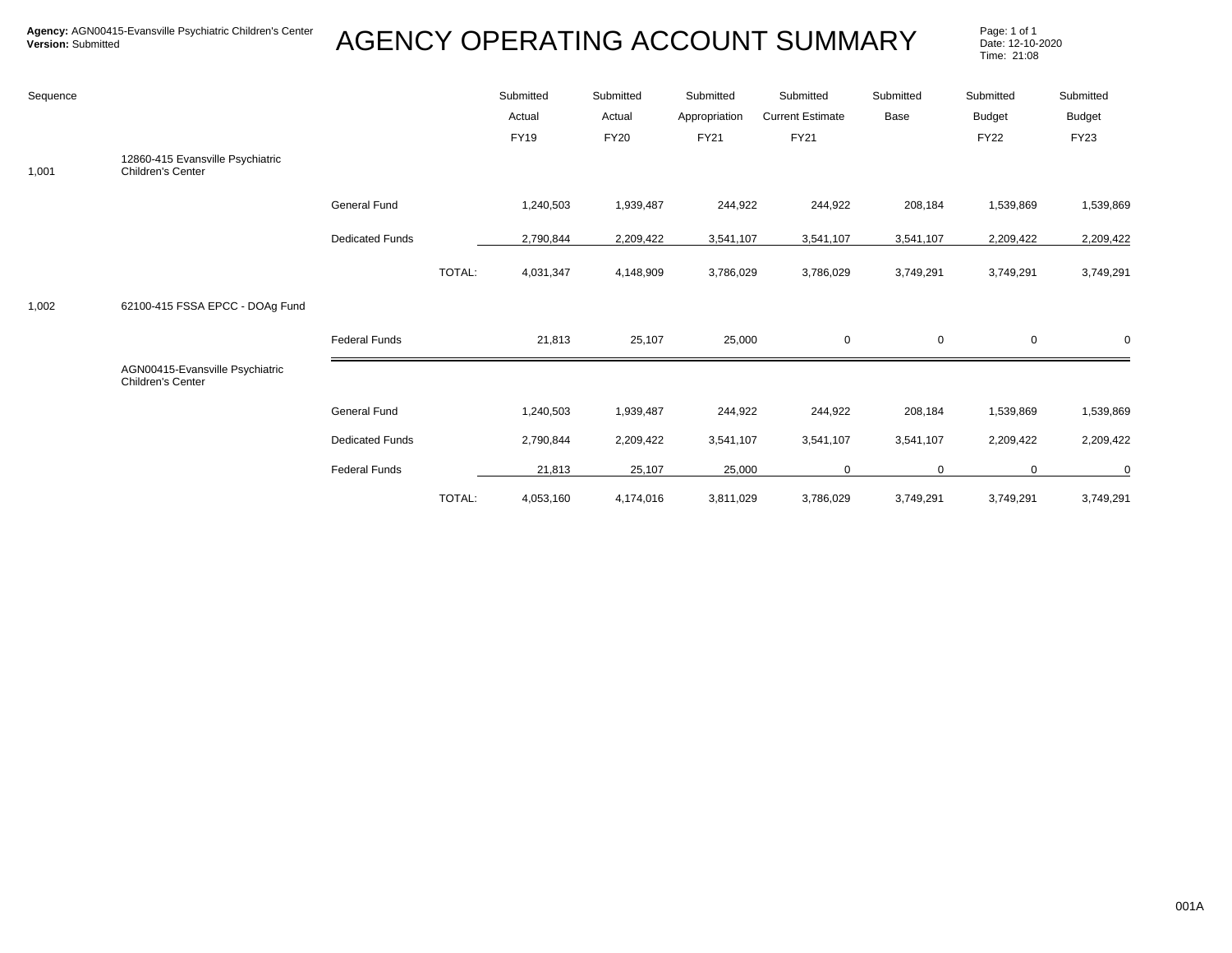**Agency:** AGN00415-Evansville Psychiatric Children's Center
**Version:** Submitted

# AGENCY OPERATING ACCOUNT SUMMARY

Date: 12-10-2020
Time: 21:08

| Sequence | | | | Submitted Actual FY19 | Submitted Actual FY20 | Submitted Appropriation FY21 | Submitted Current Estimate FY21 | Submitted Base | Submitted Budget FY22 | Submitted Budget FY23 |
|---|---|---|---|---|---|---|---|---|---|---|
| 1,001 | 12860-415 Evansville Psychiatric Children's Center | | | | | | | | | |
| | | General Fund | | 1,240,503 | 1,939,487 | 244,922 | 244,922 | 208,184 | 1,539,869 | 1,539,869 |
| | | Dedicated Funds | | 2,790,844 | 2,209,422 | 3,541,107 | 3,541,107 | 3,541,107 | 2,209,422 | 2,209,422 |
| | | | TOTAL: | 4,031,347 | 4,148,909 | 3,786,029 | 3,786,029 | 3,749,291 | 3,749,291 | 3,749,291 |
| 1,002 | 62100-415 FSSA EPCC - DOAg Fund | | | | | | | | | |
| | | Federal Funds | | 21,813 | 25,107 | 25,000 | 0 | 0 | 0 | 0 |
| | AGN00415-Evansville Psychiatric Children's Center | | | | | | | | | |
| | | General Fund | | 1,240,503 | 1,939,487 | 244,922 | 244,922 | 208,184 | 1,539,869 | 1,539,869 |
| | | Dedicated Funds | | 2,790,844 | 2,209,422 | 3,541,107 | 3,541,107 | 3,541,107 | 2,209,422 | 2,209,422 |
| | | Federal Funds | | 21,813 | 25,107 | 25,000 | 0 | 0 | 0 | 0 |
| | | | TOTAL: | 4,053,160 | 4,174,016 | 3,811,029 | 3,786,029 | 3,749,291 | 3,749,291 | 3,749,291 |

001A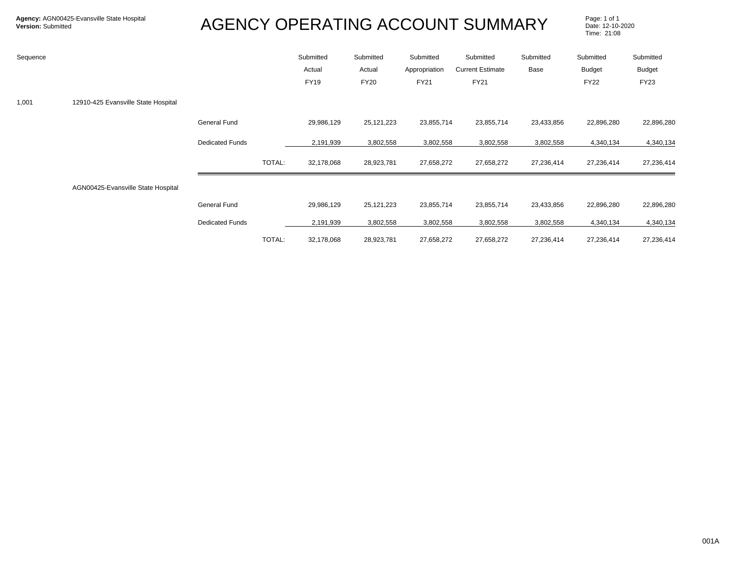**Agency:** AGN00425-Evansville State Hospital
**Version:** Submitted

# AGENCY OPERATING ACCOUNT SUMMARY

Date: 12-10-2020
Time: 21:08

| Sequence | | | | Submitted Actual FY19 | Submitted Actual FY20 | Submitted Appropriation FY21 | Submitted Current Estimate FY21 | Submitted Base | Submitted Budget FY22 | Submitted Budget FY23 |
|---|---|---|---|---|---|---|---|---|---|---|
| 1,001 | 12910-425 Evansville State Hospital | | | | | | | | | |
| | | General Fund | | 29,986,129 | 25,121,223 | 23,855,714 | 23,855,714 | 23,433,856 | 22,896,280 | 22,896,280 |
| | | Dedicated Funds | | 2,191,939 | 3,802,558 | 3,802,558 | 3,802,558 | 3,802,558 | 4,340,134 | 4,340,134 |
| | | | TOTAL: | 32,178,068 | 28,923,781 | 27,658,272 | 27,658,272 | 27,236,414 | 27,236,414 | 27,236,414 |
| | AGN00425-Evansville State Hospital | | | | | | | | | |
| | | General Fund | | 29,986,129 | 25,121,223 | 23,855,714 | 23,855,714 | 23,433,856 | 22,896,280 | 22,896,280 |
| | | Dedicated Funds | | 2,191,939 | 3,802,558 | 3,802,558 | 3,802,558 | 3,802,558 | 4,340,134 | 4,340,134 |
| | | | TOTAL: | 32,178,068 | 28,923,781 | 27,658,272 | 27,658,272 | 27,236,414 | 27,236,414 | 27,236,414 |

001A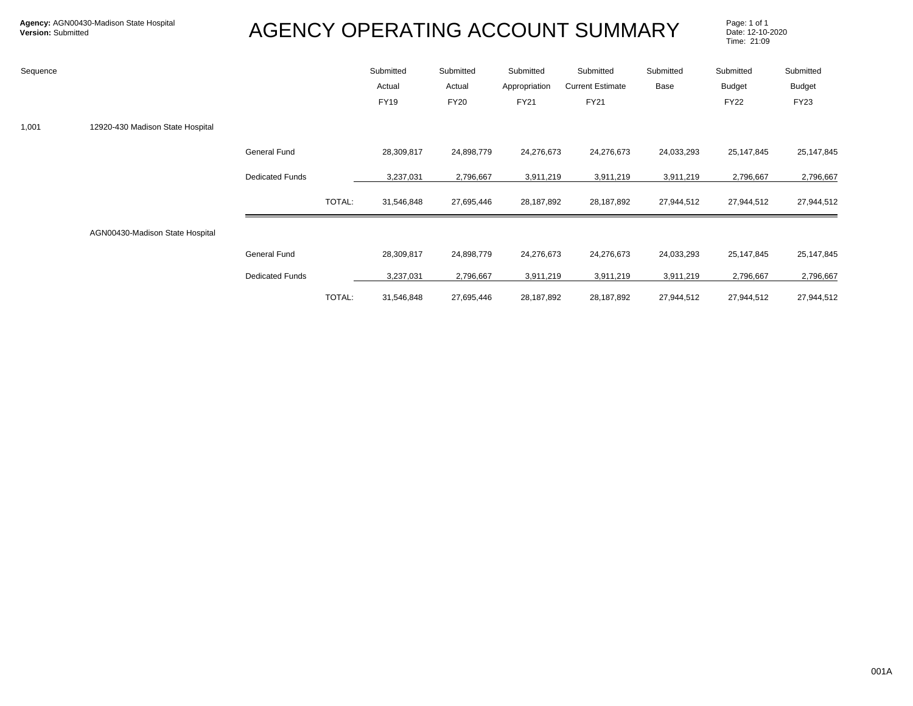**Agency:** AGN00430-Madison State Hospital
**Version:** Submitted

# AGENCY OPERATING ACCOUNT SUMMARY

Page: 1 of 1
Date: 12-10-2020
Time: 21:09

| Sequence | | | | Submitted Actual FY19 | Submitted Actual FY20 | Submitted Appropriation FY21 | Submitted Current Estimate FY21 | Submitted Base | Submitted Budget FY22 | Submitted Budget FY23 |
|---|---|---|---|---|---|---|---|---|---|---|
| 1,001 | 12920-430 Madison State Hospital | | | | | | | | | |
| | | General Fund | | 28,309,817 | 24,898,779 | 24,276,673 | 24,276,673 | 24,033,293 | 25,147,845 | 25,147,845 |
| | | Dedicated Funds | | 3,237,031 | 2,796,667 | 3,911,219 | 3,911,219 | 3,911,219 | 2,796,667 | 2,796,667 |
| | | | TOTAL: | 31,546,848 | 27,695,446 | 28,187,892 | 28,187,892 | 27,944,512 | 27,944,512 | 27,944,512 |
| | AGN00430-Madison State Hospital | | | | | | | | | |
| | | General Fund | | 28,309,817 | 24,898,779 | 24,276,673 | 24,276,673 | 24,033,293 | 25,147,845 | 25,147,845 |
| | | Dedicated Funds | | 3,237,031 | 2,796,667 | 3,911,219 | 3,911,219 | 3,911,219 | 2,796,667 | 2,796,667 |
| | | | TOTAL: | 31,546,848 | 27,695,446 | 28,187,892 | 28,187,892 | 27,944,512 | 27,944,512 | 27,944,512 |

001A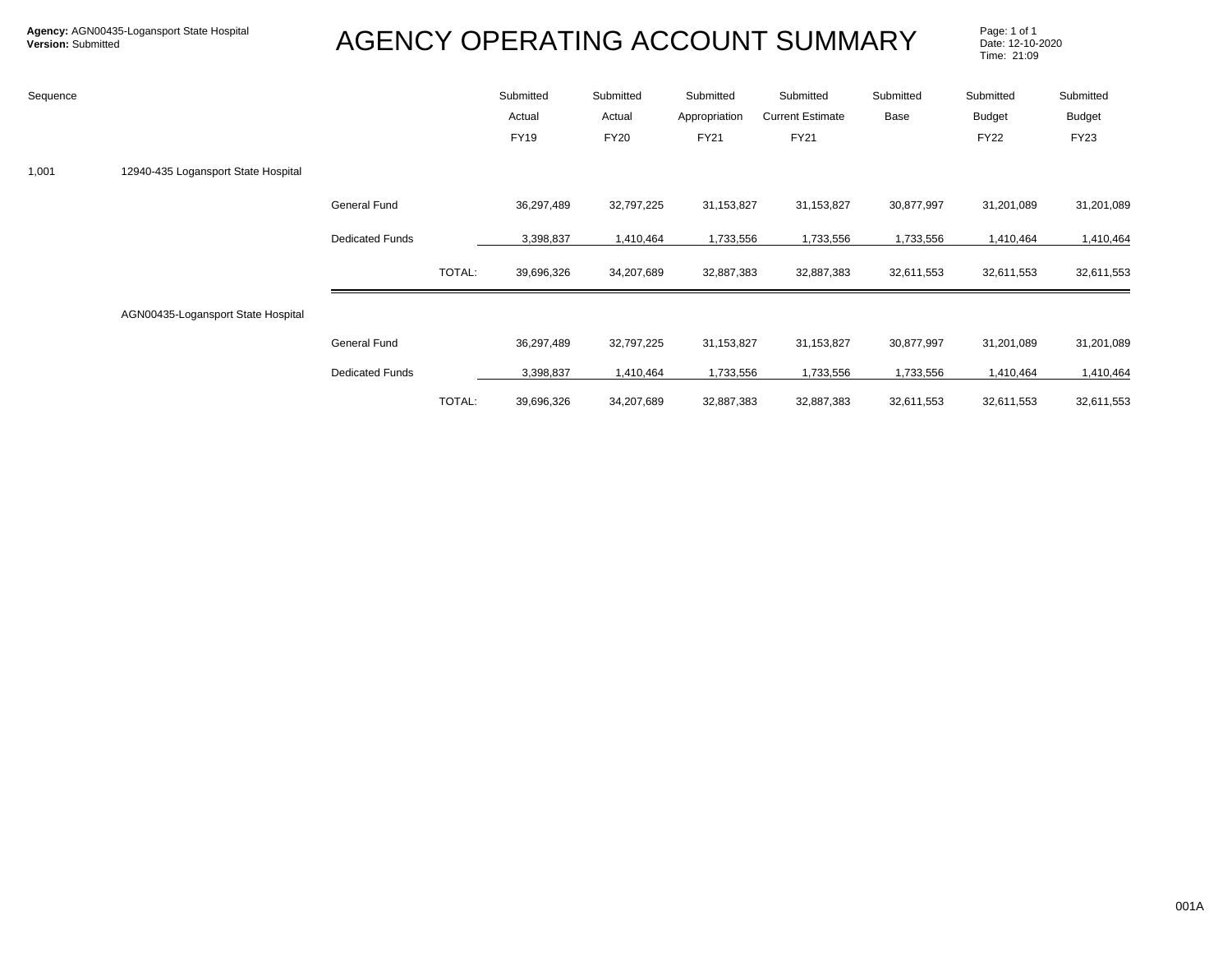**Agency:** AGN00435-Logansport State Hospital
**Version:** Submitted

# AGENCY OPERATING ACCOUNT SUMMARY

Date: 12-10-2020
Time: 21:09

| Sequence | | | | Submitted Actual FY19 | Submitted Actual FY20 | Submitted Appropriation FY21 | Submitted Current Estimate FY21 | Submitted Base | Submitted Budget FY22 | Submitted Budget FY23 |
|---|---|---|---|---|---|---|---|---|---|---|
| 1,001 | 12940-435 Logansport State Hospital | | | | | | | | | |
| | | General Fund | | 36,297,489 | 32,797,225 | 31,153,827 | 31,153,827 | 30,877,997 | 31,201,089 | 31,201,089 |
| | | Dedicated Funds | | 3,398,837 | 1,410,464 | 1,733,556 | 1,733,556 | 1,733,556 | 1,410,464 | 1,410,464 |
| | | | TOTAL: | 39,696,326 | 34,207,689 | 32,887,383 | 32,887,383 | 32,611,553 | 32,611,553 | 32,611,553 |
| | AGN00435-Logansport State Hospital | | | | | | | | | |
| | | General Fund | | 36,297,489 | 32,797,225 | 31,153,827 | 31,153,827 | 30,877,997 | 31,201,089 | 31,201,089 |
| | | Dedicated Funds | | 3,398,837 | 1,410,464 | 1,733,556 | 1,733,556 | 1,733,556 | 1,410,464 | 1,410,464 |
| | | | TOTAL: | 39,696,326 | 34,207,689 | 32,887,383 | 32,887,383 | 32,611,553 | 32,611,553 | 32,611,553 |

001A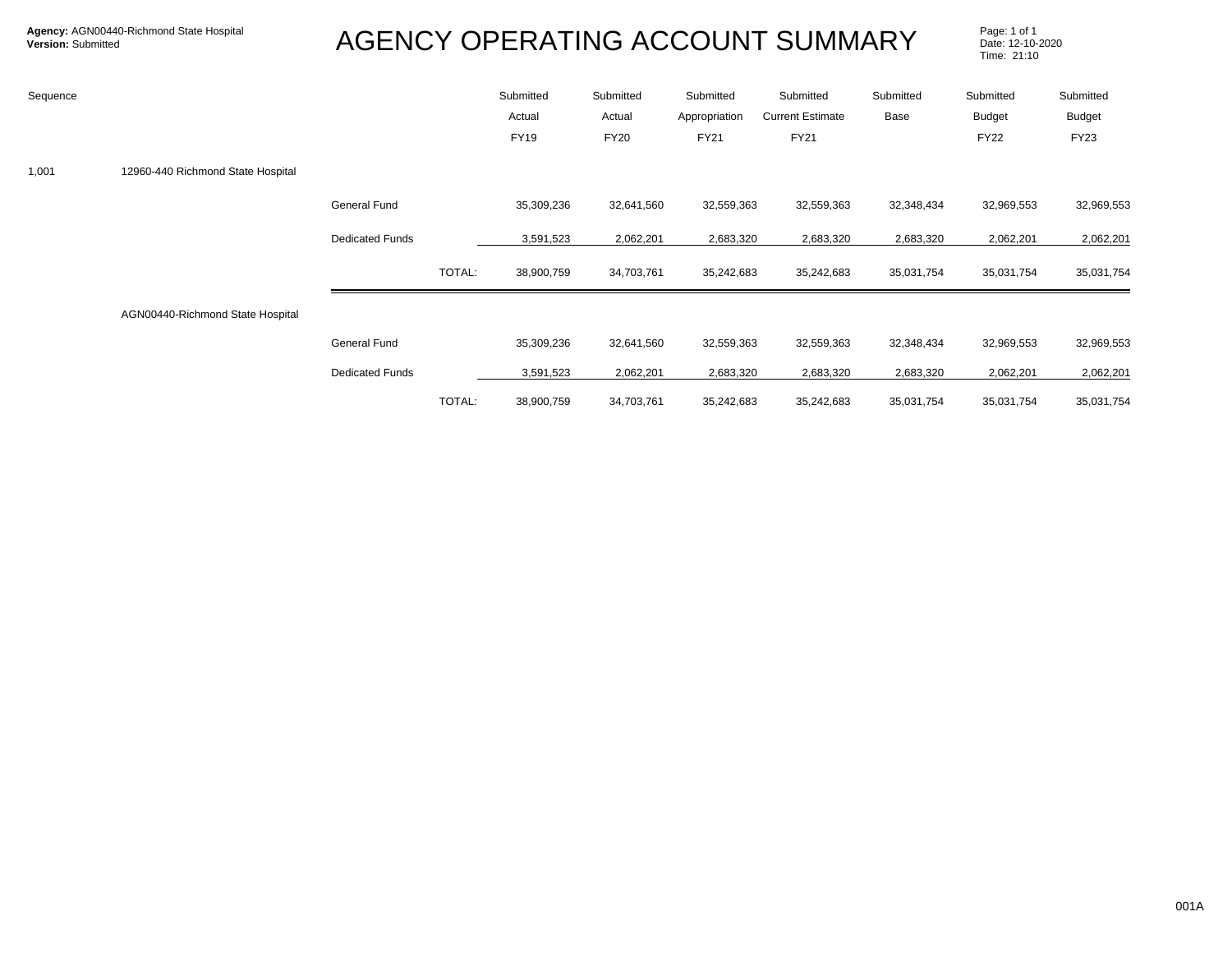**Agency:** AGN00440-Richmond State Hospital
**Version:** Submitted

# AGENCY OPERATING ACCOUNT SUMMARY

Date: 12-10-2020
Time: 21:10

| Sequence | | | | Submitted Actual FY19 | Submitted Actual FY20 | Submitted Appropriation FY21 | Submitted Current Estimate FY21 | Submitted Base | Submitted Budget FY22 | Submitted Budget FY23 |
|---|---|---|---|---|---|---|---|---|---|---|
| 1,001 | 12960-440 Richmond State Hospital | | | | | | | | | |
| | | General Fund | | 35,309,236 | 32,641,560 | 32,559,363 | 32,559,363 | 32,348,434 | 32,969,553 | 32,969,553 |
| | | Dedicated Funds | | 3,591,523 | 2,062,201 | 2,683,320 | 2,683,320 | 2,683,320 | 2,062,201 | 2,062,201 |
| | | | TOTAL: | 38,900,759 | 34,703,761 | 35,242,683 | 35,242,683 | 35,031,754 | 35,031,754 | 35,031,754 |
| | AGN00440-Richmond State Hospital | | | | | | | | | |
| | | General Fund | | 35,309,236 | 32,641,560 | 32,559,363 | 32,559,363 | 32,348,434 | 32,969,553 | 32,969,553 |
| | | Dedicated Funds | | 3,591,523 | 2,062,201 | 2,683,320 | 2,683,320 | 2,683,320 | 2,062,201 | 2,062,201 |
| | | | TOTAL: | 38,900,759 | 34,703,761 | 35,242,683 | 35,242,683 | 35,031,754 | 35,031,754 | 35,031,754 |

001A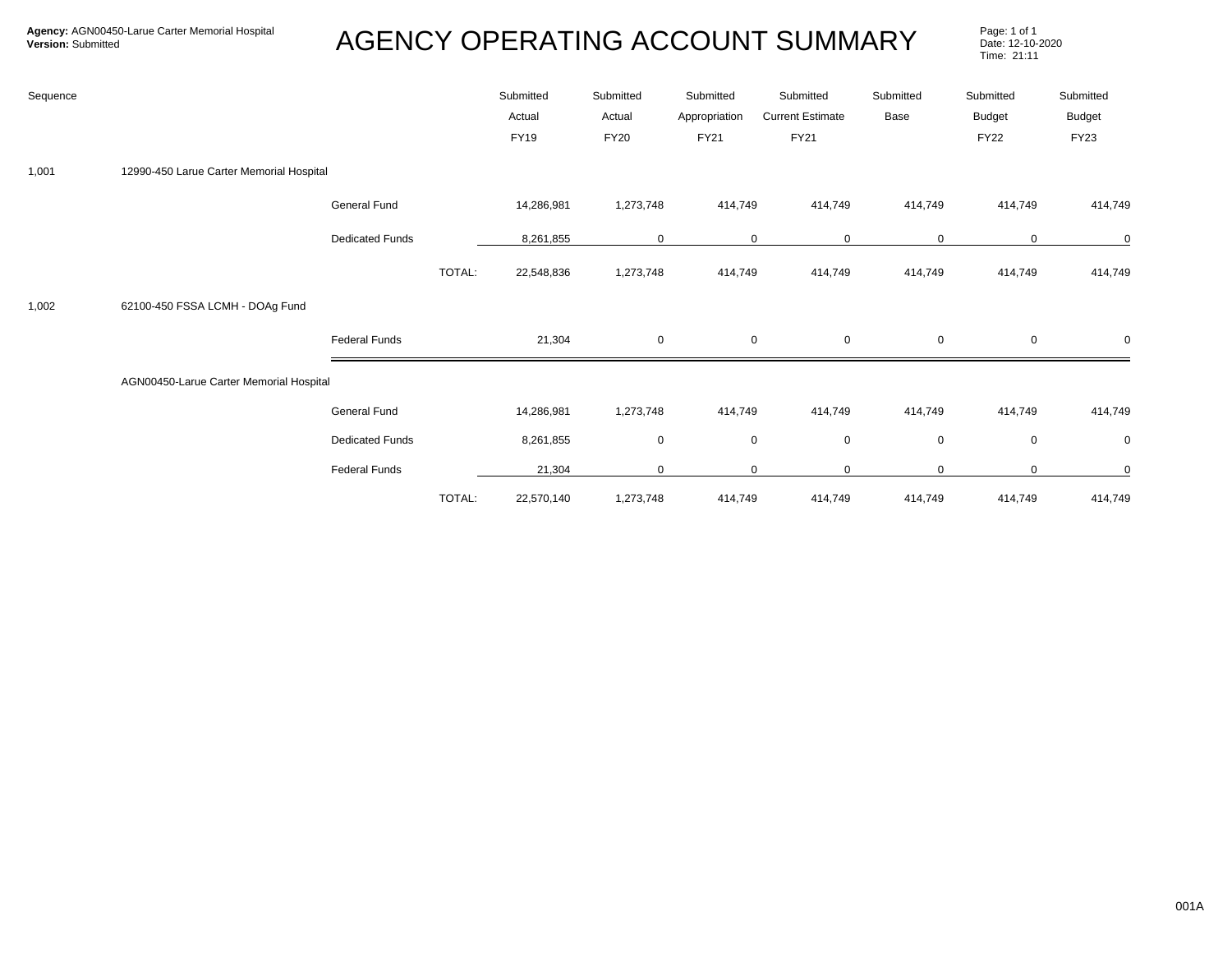**Agency:** AGN00450-Larue Carter Memorial Hospital
**Version:** Submitted

# AGENCY OPERATING ACCOUNT SUMMARY

Page: 1 of 1
Date: 12-10-2020
Time: 21:11

| Sequence | | | | Submitted Actual FY19 | Submitted Actual FY20 | Submitted Appropriation FY21 | Submitted Current Estimate FY21 | Submitted Base | Submitted Budget FY22 | Submitted Budget FY23 |
|---|---|---|---|---|---|---|---|---|---|---|
| 1,001 | 12990-450 Larue Carter Memorial Hospital | | | | | | | | | |
| | | General Fund | | 14,286,981 | 1,273,748 | 414,749 | 414,749 | 414,749 | 414,749 | 414,749 |
| | | Dedicated Funds | | 8,261,855 | 0 | 0 | 0 | 0 | 0 | 0 |
| | | | TOTAL: | 22,548,836 | 1,273,748 | 414,749 | 414,749 | 414,749 | 414,749 | 414,749 |
| 1,002 | 62100-450 FSSA LCMH - DOAg Fund | | | | | | | | | |
| | | Federal Funds | | 21,304 | 0 | 0 | 0 | 0 | 0 | 0 |
| | AGN00450-Larue Carter Memorial Hospital | | | | | | | | | |
| | | General Fund | | 14,286,981 | 1,273,748 | 414,749 | 414,749 | 414,749 | 414,749 | 414,749 |
| | | Dedicated Funds | | 8,261,855 | 0 | 0 | 0 | 0 | 0 | 0 |
| | | Federal Funds | | 21,304 | 0 | 0 | 0 | 0 | 0 | 0 |
| | | | TOTAL: | 22,570,140 | 1,273,748 | 414,749 | 414,749 | 414,749 | 414,749 | 414,749 |

001A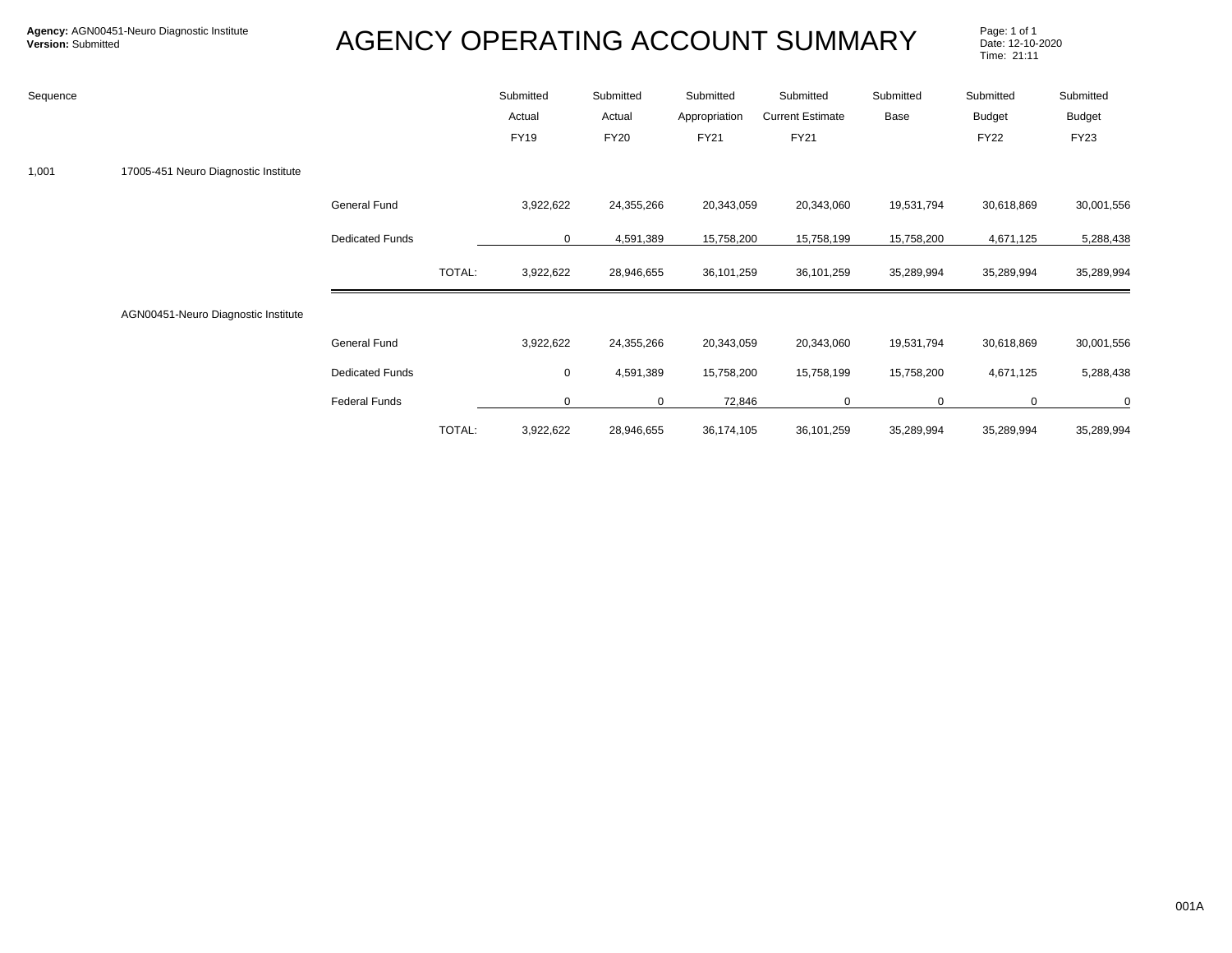**Agency:** AGN00451-Neuro Diagnostic Institute
**Version:** Submitted

# AGENCY OPERATING ACCOUNT SUMMARY

Date: 12-10-2020
Time: 21:11

| Sequence | | | | Submitted Actual FY19 | Submitted Actual FY20 | Submitted Appropriation FY21 | Submitted Current Estimate FY21 | Submitted Base | Submitted Budget FY22 | Submitted Budget FY23 |
|---|---|---|---|---|---|---|---|---|---|---|
| 1,001 | 17005-451 Neuro Diagnostic Institute | | | | | | | | | |
| | | General Fund | | 3,922,622 | 24,355,266 | 20,343,059 | 20,343,060 | 19,531,794 | 30,618,869 | 30,001,556 |
| | | Dedicated Funds | | 0 | 4,591,389 | 15,758,200 | 15,758,199 | 15,758,200 | 4,671,125 | 5,288,438 |
| | | | TOTAL: | 3,922,622 | 28,946,655 | 36,101,259 | 36,101,259 | 35,289,994 | 35,289,994 | 35,289,994 |
| | AGN00451-Neuro Diagnostic Institute | | | | | | | | | |
| | | General Fund | | 3,922,622 | 24,355,266 | 20,343,059 | 20,343,060 | 19,531,794 | 30,618,869 | 30,001,556 |
| | | Dedicated Funds | | 0 | 4,591,389 | 15,758,200 | 15,758,199 | 15,758,200 | 4,671,125 | 5,288,438 |
| | | Federal Funds | | 0 | 0 | 72,846 | 0 | 0 | 0 | 0 |
| | | | TOTAL: | 3,922,622 | 28,946,655 | 36,174,105 | 36,101,259 | 35,289,994 | 35,289,994 | 35,289,994 |

001A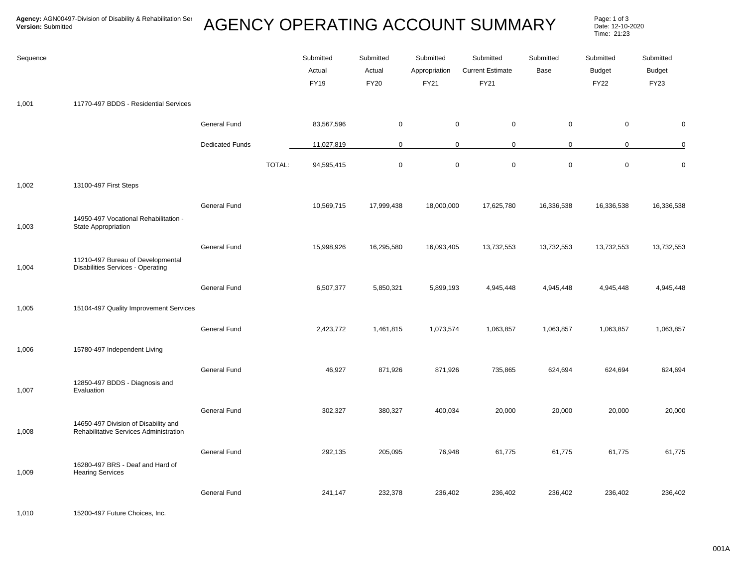**Agency:** AGN00497-Division of Disability & Rehabilitation Ser
**Version:** Submitted

# AGENCY OPERATING ACCOUNT SUMMARY

Date: 12-10-2020
Time: 21:23

| Sequence | | | | Submitted Actual FY19 | Submitted Actual FY20 | Submitted Appropriation FY21 | Submitted Current Estimate FY21 | Submitted Base | Submitted Budget FY22 | Submitted Budget FY23 |
|---|---|---|---|---|---|---|---|---|---|---|
| 1,001 | 11770-497 BDDS - Residential Services | | | | | | | | | |
| | | General Fund | | 83,567,596 | 0 | 0 | 0 | 0 | 0 | 0 |
| | | Dedicated Funds | | 11,027,819 | 0 | 0 | 0 | 0 | 0 | 0 |
| | | | TOTAL: | 94,595,415 | 0 | 0 | 0 | 0 | 0 | 0 |
| 1,002 | 13100-497 First Steps | | | | | | | | | |
| | | General Fund | | 10,569,715 | 17,999,438 | 18,000,000 | 17,625,780 | 16,336,538 | 16,336,538 | 16,336,538 |
| 1,003 | 14950-497 Vocational Rehabilitation - State Appropriation | | | | | | | | | |
| | | General Fund | | 15,998,926 | 16,295,580 | 16,093,405 | 13,732,553 | 13,732,553 | 13,732,553 | 13,732,553 |
| 1,004 | 11210-497 Bureau of Developmental Disabilities Services - Operating | | | | | | | | | |
| | | General Fund | | 6,507,377 | 5,850,321 | 5,899,193 | 4,945,448 | 4,945,448 | 4,945,448 | 4,945,448 |
| 1,005 | 15104-497 Quality Improvement Services | | | | | | | | | |
| | | General Fund | | 2,423,772 | 1,461,815 | 1,073,574 | 1,063,857 | 1,063,857 | 1,063,857 | 1,063,857 |
| 1,006 | 15780-497 Independent Living | | | | | | | | | |
| | | General Fund | | 46,927 | 871,926 | 871,926 | 735,865 | 624,694 | 624,694 | 624,694 |
| 1,007 | 12850-497 BDDS - Diagnosis and Evaluation | | | | | | | | | |
| | | General Fund | | 302,327 | 380,327 | 400,034 | 20,000 | 20,000 | 20,000 | 20,000 |
| 1,008 | 14650-497 Division of Disability and Rehabilitative Services Administration | | | | | | | | | |
| | | General Fund | | 292,135 | 205,095 | 76,948 | 61,775 | 61,775 | 61,775 | 61,775 |
| 1,009 | 16280-497 BRS - Deaf and Hard of Hearing Services | | | | | | | | | |
| | | General Fund | | 241,147 | 232,378 | 236,402 | 236,402 | 236,402 | 236,402 | 236,402 |
| 1,010 | 15200-497 Future Choices, Inc. | | | | | | | | | |

001A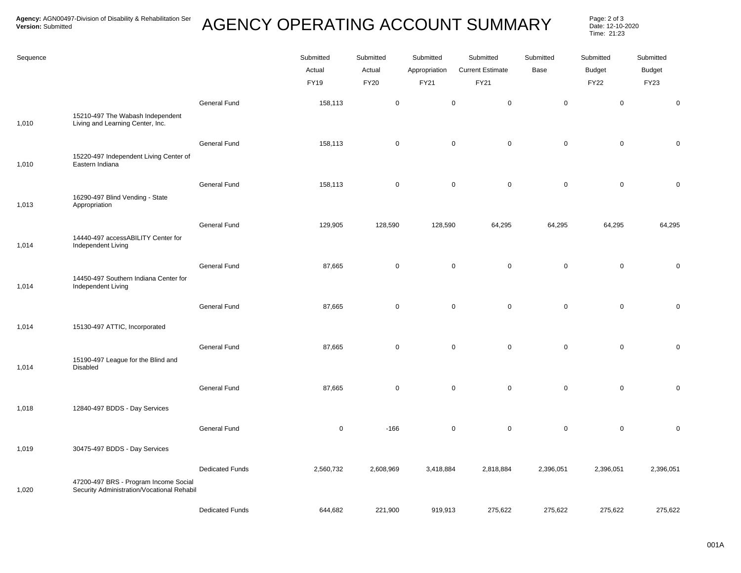**Agency:** AGN00497-Division of Disability & Rehabilitation Ser
**Version:** Submitted

# AGENCY OPERATING ACCOUNT SUMMARY

Page: 2 of 3
Date: 12-10-2020
Time: 21:23

| Sequence | | | Submitted Actual FY19 | Submitted Actual FY20 | Submitted Appropriation FY21 | Submitted Current Estimate FY21 | Submitted Base | Submitted Budget FY22 | Submitted Budget FY23 |
|---|---|---|---|---|---|---|---|---|---|
| | | General Fund | 158,113 | 0 | 0 | 0 | 0 | 0 | 0 |
| 1,010 | 15210-497 The Wabash Independent Living and Learning Center, Inc. | | | | | | | | |
| | | General Fund | 158,113 | 0 | 0 | 0 | 0 | 0 | 0 |
| 1,010 | 15220-497 Independent Living Center of Eastern Indiana | | | | | | | | |
| | | General Fund | 158,113 | 0 | 0 | 0 | 0 | 0 | 0 |
| 1,013 | 16290-497 Blind Vending - State Appropriation | | | | | | | | |
| | | General Fund | 129,905 | 128,590 | 128,590 | 64,295 | 64,295 | 64,295 | 64,295 |
| 1,014 | 14440-497 accessABILITY Center for Independent Living | | | | | | | | |
| | | General Fund | 87,665 | 0 | 0 | 0 | 0 | 0 | 0 |
| 1,014 | 14450-497 Southern Indiana Center for Independent Living | | | | | | | | |
| | | General Fund | 87,665 | 0 | 0 | 0 | 0 | 0 | 0 |
| 1,014 | 15130-497 ATTIC, Incorporated | | | | | | | | |
| | | General Fund | 87,665 | 0 | 0 | 0 | 0 | 0 | 0 |
| 1,014 | 15190-497 League for the Blind and Disabled | | | | | | | | |
| | | General Fund | 87,665 | 0 | 0 | 0 | 0 | 0 | 0 |
| 1,018 | 12840-497 BDDS - Day Services | | | | | | | | |
| | | General Fund | 0 | -166 | 0 | 0 | 0 | 0 | 0 |
| 1,019 | 30475-497 BDDS - Day Services | | | | | | | | |
| | | Dedicated Funds | 2,560,732 | 2,608,969 | 3,418,884 | 2,818,884 | 2,396,051 | 2,396,051 | 2,396,051 |
| 1,020 | 47200-497 BRS - Program Income Social Security Administration/Vocational Rehabil | | | | | | | | |
| | | Dedicated Funds | 644,682 | 221,900 | 919,913 | 275,622 | 275,622 | 275,622 | 275,622 |

001A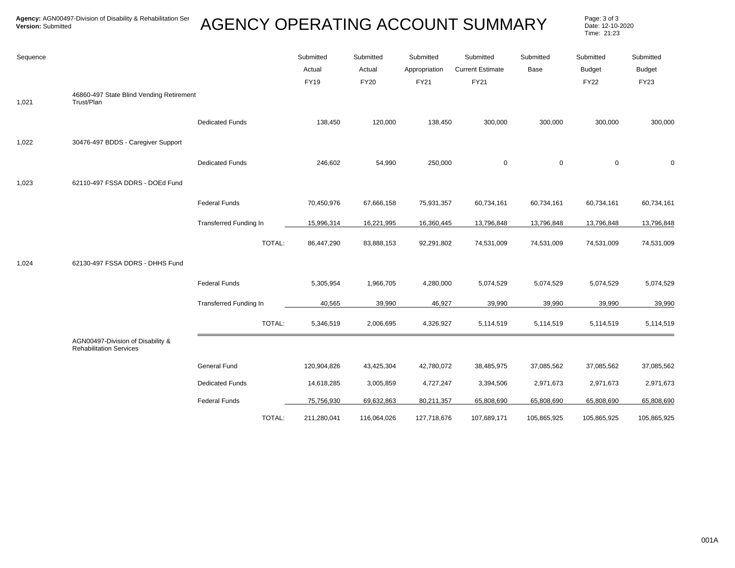**Agency:** AGN00497-Division of Disability & Rehabilitation Ser
**Version:** Submitted

# AGENCY OPERATING ACCOUNT SUMMARY

Date: 12-10-2020
Time: 21:23

| Sequence | | | Submitted Actual FY19 | Submitted Actual FY20 | Submitted Appropriation FY21 | Submitted Current Estimate FY21 | Submitted Base | Submitted Budget FY22 | Submitted Budget FY23 |
|---|---|---|---|---|---|---|---|---|---|
| 1,021 | 46860-497 State Blind Vending Retirement Trust/Plan | | | | | | | | |
| | | Dedicated Funds | 138,450 | 120,000 | 138,450 | 300,000 | 300,000 | 300,000 | 300,000 |
| 1,022 | 30476-497 BDDS - Caregiver Support | | | | | | | | |
| | | Dedicated Funds | 246,602 | 54,990 | 250,000 | 0 | 0 | 0 | 0 |
| 1,023 | 62110-497 FSSA DDRS - DOEd Fund | | | | | | | | |
| | | Federal Funds | 70,450,976 | 67,666,158 | 75,931,357 | 60,734,161 | 60,734,161 | 60,734,161 | 60,734,161 |
| | | Transferred Funding In | 15,996,314 | 16,221,995 | 16,360,445 | 13,796,848 | 13,796,848 | 13,796,848 | 13,796,848 |
| | | TOTAL: | 86,447,290 | 83,888,153 | 92,291,802 | 74,531,009 | 74,531,009 | 74,531,009 | 74,531,009 |
| 1,024 | 62130-497 FSSA DDRS - DHHS Fund | | | | | | | | |
| | | Federal Funds | 5,305,954 | 1,966,705 | 4,280,000 | 5,074,529 | 5,074,529 | 5,074,529 | 5,074,529 |
| | | Transferred Funding In | 40,565 | 39,990 | 46,927 | 39,990 | 39,990 | 39,990 | 39,990 |
| | | TOTAL: | 5,346,519 | 2,006,695 | 4,326,927 | 5,114,519 | 5,114,519 | 5,114,519 | 5,114,519 |
| | AGN00497-Division of Disability & Rehabilitation Services | | | | | | | | |
| | | General Fund | 120,904,826 | 43,425,304 | 42,780,072 | 38,485,975 | 37,085,562 | 37,085,562 | 37,085,562 |
| | | Dedicated Funds | 14,618,285 | 3,005,859 | 4,727,247 | 3,394,506 | 2,971,673 | 2,971,673 | 2,971,673 |
| | | Federal Funds | 75,756,930 | 69,632,863 | 80,211,357 | 65,808,690 | 65,808,690 | 65,808,690 | 65,808,690 |
| | | TOTAL: | 211,280,041 | 116,064,026 | 127,718,676 | 107,689,171 | 105,865,925 | 105,865,925 | 105,865,925 |

001A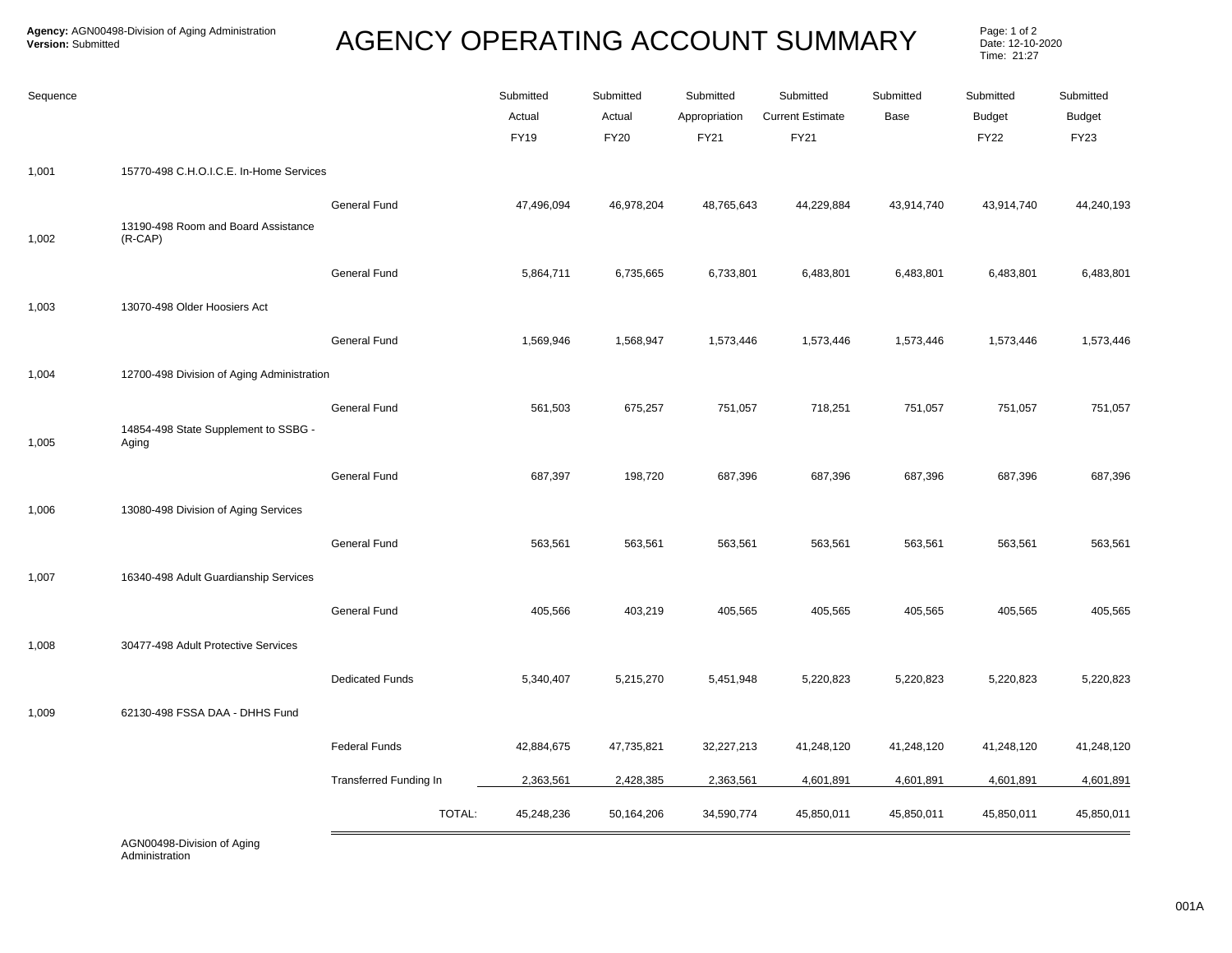**Agency:** AGN00498-Division of Aging Administration
**Version:** Submitted

# AGENCY OPERATING ACCOUNT SUMMARY

Date: 12-10-2020
Time: 21:27

| Sequence | | | Submitted Actual FY19 | Submitted Actual FY20 | Submitted Appropriation FY21 | Submitted Current Estimate FY21 | Submitted Base | Submitted Budget FY22 | Submitted Budget FY23 |
|---|---|---|---|---|---|---|---|---|---|
| 1,001 | 15770-498 C.H.O.I.C.E. In-Home Services | | | | | | | | |
| | | General Fund | 47,496,094 | 46,978,204 | 48,765,643 | 44,229,884 | 43,914,740 | 43,914,740 | 44,240,193 |
| 1,002 | 13190-498 Room and Board Assistance (R-CAP) | | | | | | | | |
| | | General Fund | 5,864,711 | 6,735,665 | 6,733,801 | 6,483,801 | 6,483,801 | 6,483,801 | 6,483,801 |
| 1,003 | 13070-498 Older Hoosiers Act | | | | | | | | |
| | | General Fund | 1,569,946 | 1,568,947 | 1,573,446 | 1,573,446 | 1,573,446 | 1,573,446 | 1,573,446 |
| 1,004 | 12700-498 Division of Aging Administration | | | | | | | | |
| | | General Fund | 561,503 | 675,257 | 751,057 | 718,251 | 751,057 | 751,057 | 751,057 |
| 1,005 | 14854-498 State Supplement to SSBG - Aging | | | | | | | | |
| | | General Fund | 687,397 | 198,720 | 687,396 | 687,396 | 687,396 | 687,396 | 687,396 |
| 1,006 | 13080-498 Division of Aging Services | | | | | | | | |
| | | General Fund | 563,561 | 563,561 | 563,561 | 563,561 | 563,561 | 563,561 | 563,561 |
| 1,007 | 16340-498 Adult Guardianship Services | | | | | | | | |
| | | General Fund | 405,566 | 403,219 | 405,565 | 405,565 | 405,565 | 405,565 | 405,565 |
| 1,008 | 30477-498 Adult Protective Services | | | | | | | | |
| | | Dedicated Funds | 5,340,407 | 5,215,270 | 5,451,948 | 5,220,823 | 5,220,823 | 5,220,823 | 5,220,823 |
| 1,009 | 62130-498 FSSA DAA - DHHS Fund | | | | | | | | |
| | | Federal Funds | 42,884,675 | 47,735,821 | 32,227,213 | 41,248,120 | 41,248,120 | 41,248,120 | 41,248,120 |
| | | Transferred Funding In | 2,363,561 | 2,428,385 | 2,363,561 | 4,601,891 | 4,601,891 | 4,601,891 | 4,601,891 |
| | | TOTAL: | 45,248,236 | 50,164,206 | 34,590,774 | 45,850,011 | 45,850,011 | 45,850,011 | 45,850,011 |

AGN00498-Division of Aging Administration

001A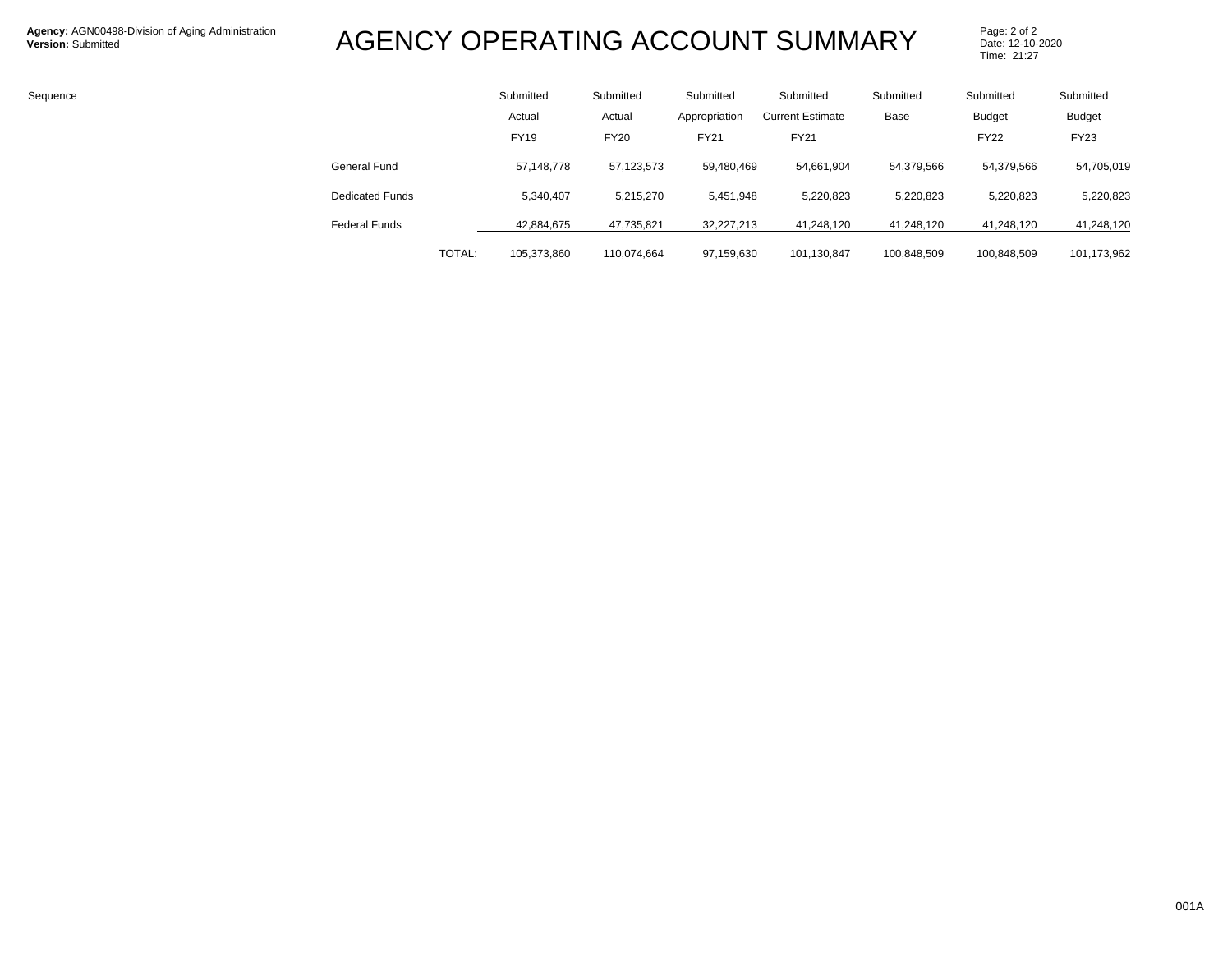**Agency:** AGN00498-Division of Aging Administration
**Version:** Submitted

# AGENCY OPERATING ACCOUNT SUMMARY

Sequence

| | Submitted Actual FY19 | Submitted Actual FY20 | Submitted Appropriation FY21 | Submitted Current Estimate FY21 | Submitted Base | Submitted Budget FY22 | Submitted Budget FY23 |
|---|---|---|---|---|---|---|---|
| General Fund | 57,148,778 | 57,123,573 | 59,480,469 | 54,661,904 | 54,379,566 | 54,379,566 | 54,705,019 |
| Dedicated Funds | 5,340,407 | 5,215,270 | 5,451,948 | 5,220,823 | 5,220,823 | 5,220,823 | 5,220,823 |
| Federal Funds | 42,884,675 | 47,735,821 | 32,227,213 | 41,248,120 | 41,248,120 | 41,248,120 | 41,248,120 |
| TOTAL: | 105,373,860 | 110,074,664 | 97,159,630 | 101,130,847 | 100,848,509 | 100,848,509 | 101,173,962 |

001A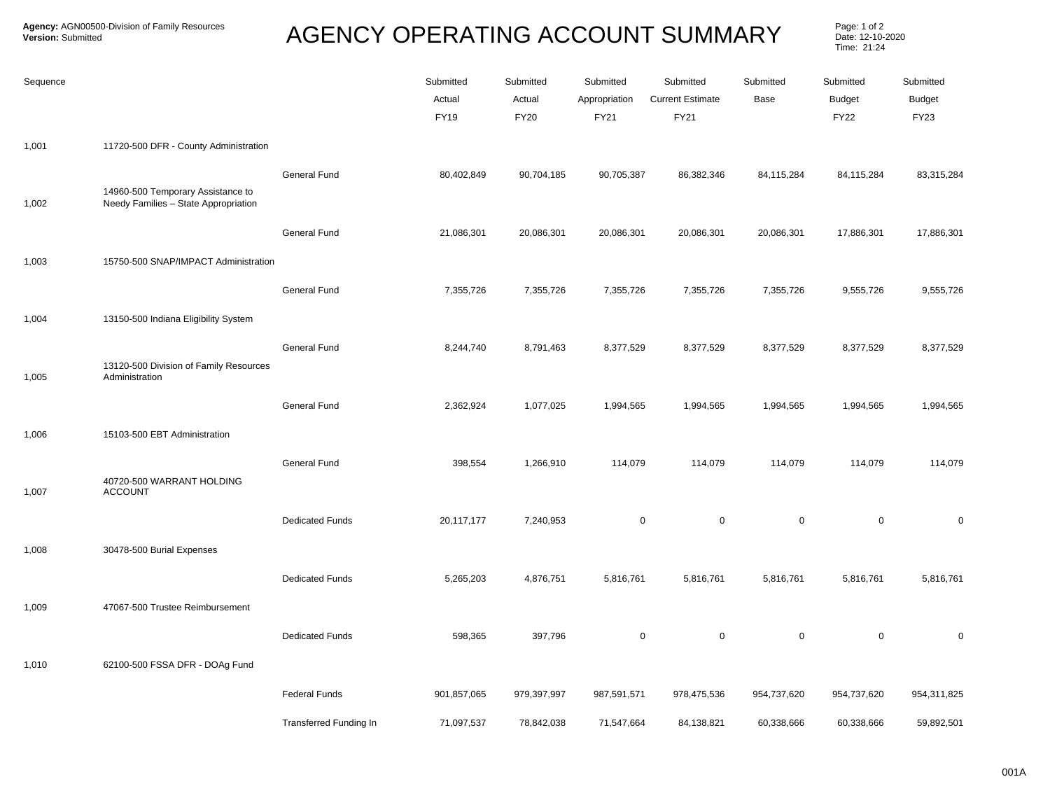**Agency:** AGN00500-Division of Family Resources
**Version:** Submitted

# AGENCY OPERATING ACCOUNT SUMMARY

Date: 12-10-2020
Time: 21:24

| Sequence | | | Submitted Actual FY19 | Submitted Actual FY20 | Submitted Appropriation FY21 | Submitted Current Estimate FY21 | Submitted Base | Submitted Budget FY22 | Submitted Budget FY23 |
|---|---|---|---|---|---|---|---|---|---|
| 1,001 | 11720-500 DFR - County Administration | | | | | | | | |
| | | General Fund | 80,402,849 | 90,704,185 | 90,705,387 | 86,382,346 | 84,115,284 | 84,115,284 | 83,315,284 |
| 1,002 | 14960-500 Temporary Assistance to Needy Families – State Appropriation | | | | | | | | |
| | | General Fund | 21,086,301 | 20,086,301 | 20,086,301 | 20,086,301 | 20,086,301 | 17,886,301 | 17,886,301 |
| 1,003 | 15750-500 SNAP/IMPACT Administration | | | | | | | | |
| | | General Fund | 7,355,726 | 7,355,726 | 7,355,726 | 7,355,726 | 7,355,726 | 9,555,726 | 9,555,726 |
| 1,004 | 13150-500 Indiana Eligibility System | | | | | | | | |
| | | General Fund | 8,244,740 | 8,791,463 | 8,377,529 | 8,377,529 | 8,377,529 | 8,377,529 | 8,377,529 |
| 1,005 | 13120-500 Division of Family Resources Administration | | | | | | | | |
| | | General Fund | 2,362,924 | 1,077,025 | 1,994,565 | 1,994,565 | 1,994,565 | 1,994,565 | 1,994,565 |
| 1,006 | 15103-500 EBT Administration | | | | | | | | |
| | | General Fund | 398,554 | 1,266,910 | 114,079 | 114,079 | 114,079 | 114,079 | 114,079 |
| 1,007 | 40720-500 WARRANT HOLDING ACCOUNT | | | | | | | | |
| | | Dedicated Funds | 20,117,177 | 7,240,953 | 0 | 0 | 0 | 0 | 0 |
| 1,008 | 30478-500 Burial Expenses | | | | | | | | |
| | | Dedicated Funds | 5,265,203 | 4,876,751 | 5,816,761 | 5,816,761 | 5,816,761 | 5,816,761 | 5,816,761 |
| 1,009 | 47067-500 Trustee Reimbursement | | | | | | | | |
| | | Dedicated Funds | 598,365 | 397,796 | 0 | 0 | 0 | 0 | 0 |
| 1,010 | 62100-500 FSSA DFR - DOAg Fund | | | | | | | | |
| | | Federal Funds | 901,857,065 | 979,397,997 | 987,591,571 | 978,475,536 | 954,737,620 | 954,737,620 | 954,311,825 |
| | | Transferred Funding In | 71,097,537 | 78,842,038 | 71,547,664 | 84,138,821 | 60,338,666 | 60,338,666 | 59,892,501 |

001A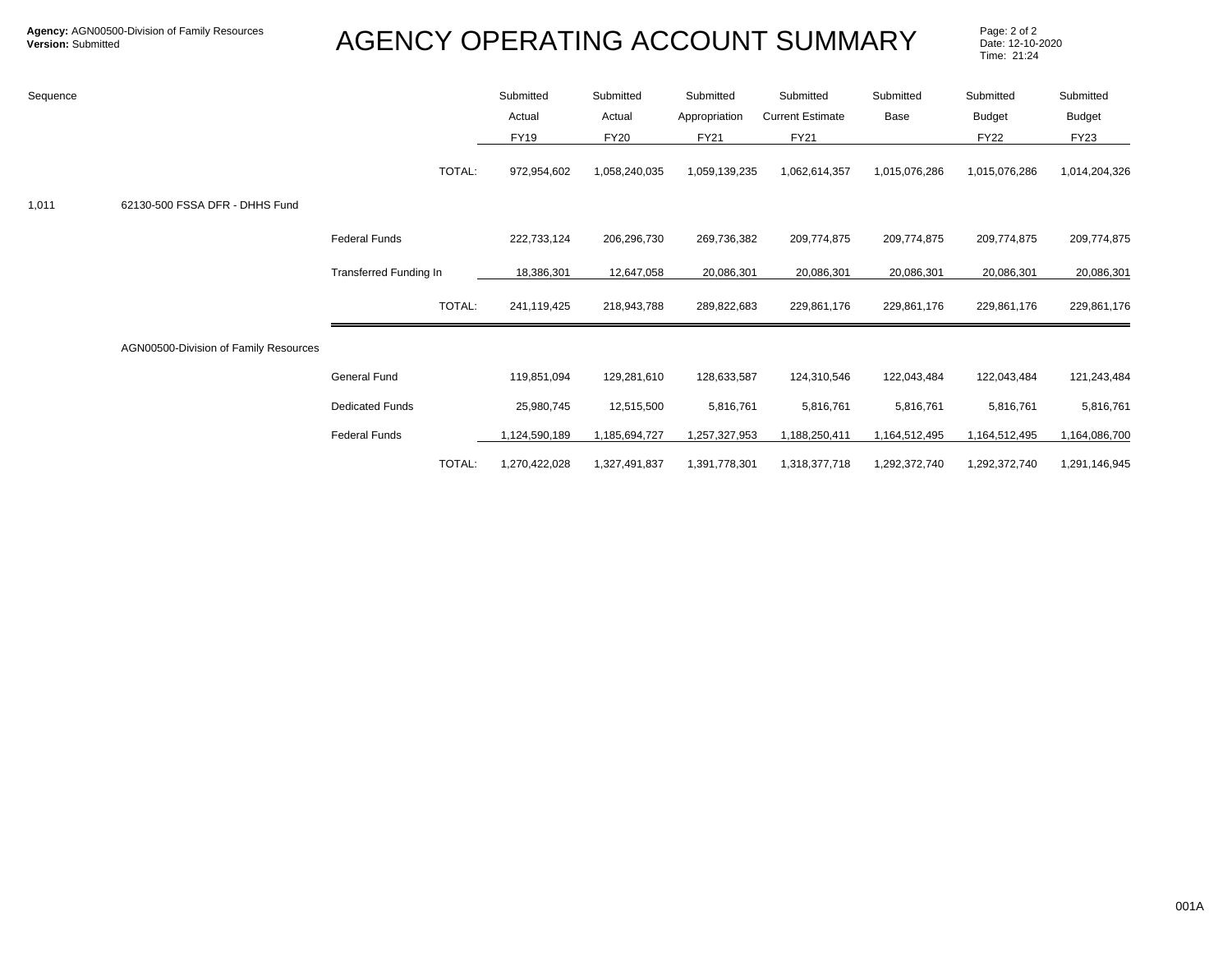**Agency:** AGN00500-Division of Family Resources
**Version:** Submitted

# AGENCY OPERATING ACCOUNT SUMMARY

Date: 12-10-2020
Time: 21:24

| Sequence | | | Submitted Actual FY19 | Submitted Actual FY20 | Submitted Appropriation FY21 | Submitted Current Estimate FY21 | Submitted Base | Submitted Budget FY22 | Submitted Budget FY23 |
|---|---|---|---|---|---|---|---|---|---|
| | | TOTAL: | 972,954,602 | 1,058,240,035 | 1,059,139,235 | 1,062,614,357 | 1,015,076,286 | 1,015,076,286 | 1,014,204,326 |
| 1,011 | 62130-500 FSSA DFR - DHHS Fund | | | | | | | | |
| | | Federal Funds | 222,733,124 | 206,296,730 | 269,736,382 | 209,774,875 | 209,774,875 | 209,774,875 | 209,774,875 |
| | | Transferred Funding In | 18,386,301 | 12,647,058 | 20,086,301 | 20,086,301 | 20,086,301 | 20,086,301 | 20,086,301 |
| | | TOTAL: | 241,119,425 | 218,943,788 | 289,822,683 | 229,861,176 | 229,861,176 | 229,861,176 | 229,861,176 |
| | AGN00500-Division of Family Resources | | | | | | | | |
| | | General Fund | 119,851,094 | 129,281,610 | 128,633,587 | 124,310,546 | 122,043,484 | 122,043,484 | 121,243,484 |
| | | Dedicated Funds | 25,980,745 | 12,515,500 | 5,816,761 | 5,816,761 | 5,816,761 | 5,816,761 | 5,816,761 |
| | | Federal Funds | 1,124,590,189 | 1,185,694,727 | 1,257,327,953 | 1,188,250,411 | 1,164,512,495 | 1,164,512,495 | 1,164,086,700 |
| | | TOTAL: | 1,270,422,028 | 1,327,491,837 | 1,391,778,301 | 1,318,377,718 | 1,292,372,740 | 1,292,372,740 | 1,291,146,945 |

001A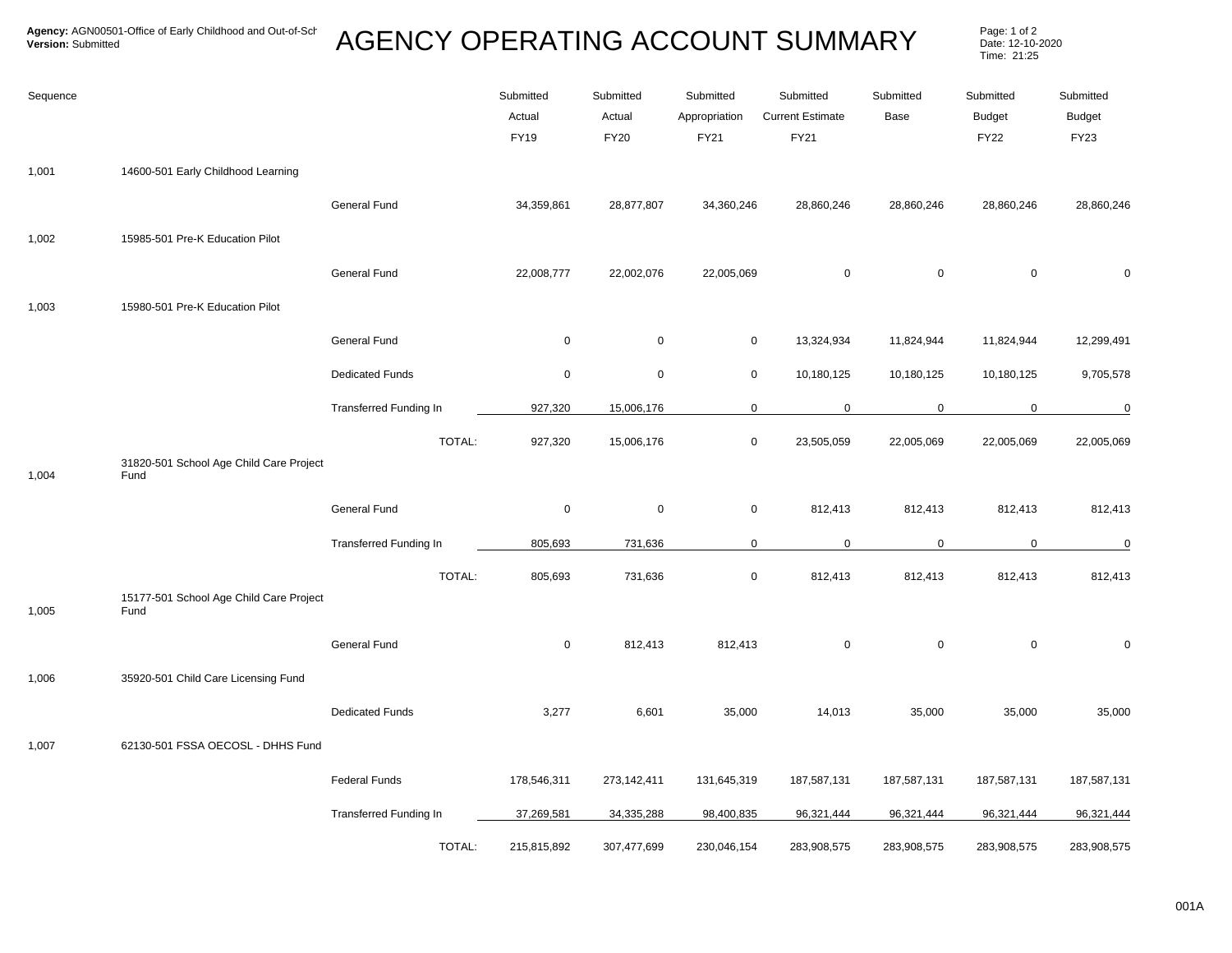**Agency:** AGN00501-Office of Early Childhood and Out-of-Sch
**Version:** Submitted

# AGENCY OPERATING ACCOUNT SUMMARY

Date: 12-10-2020
Time: 21:25

| Sequence | | | Submitted Actual FY19 | Submitted Actual FY20 | Submitted Appropriation FY21 | Submitted Current Estimate FY21 | Submitted Base | Submitted Budget FY22 | Submitted Budget FY23 |
|---|---|---|---|---|---|---|---|---|---|
| 1,001 | 14600-501 Early Childhood Learning | | | | | | | | |
| | | General Fund | 34,359,861 | 28,877,807 | 34,360,246 | 28,860,246 | 28,860,246 | 28,860,246 | 28,860,246 |
| 1,002 | 15985-501 Pre-K Education Pilot | | | | | | | | |
| | | General Fund | 22,008,777 | 22,002,076 | 22,005,069 | 0 | 0 | 0 | 0 |
| 1,003 | 15980-501 Pre-K Education Pilot | | | | | | | | |
| | | General Fund | 0 | 0 | 0 | 13,324,934 | 11,824,944 | 11,824,944 | 12,299,491 |
| | | Dedicated Funds | 0 | 0 | 0 | 10,180,125 | 10,180,125 | 10,180,125 | 9,705,578 |
| | | Transferred Funding In | 927,320 | 15,006,176 | 0 | 0 | 0 | 0 | 0 |
| | | TOTAL: | 927,320 | 15,006,176 | 0 | 23,505,059 | 22,005,069 | 22,005,069 | 22,005,069 |
| 1,004 | 31820-501 School Age Child Care Project Fund | | | | | | | | |
| | | General Fund | 0 | 0 | 0 | 812,413 | 812,413 | 812,413 | 812,413 |
| | | Transferred Funding In | 805,693 | 731,636 | 0 | 0 | 0 | 0 | 0 |
| | | TOTAL: | 805,693 | 731,636 | 0 | 812,413 | 812,413 | 812,413 | 812,413 |
| 1,005 | 15177-501 School Age Child Care Project Fund | | | | | | | | |
| | | General Fund | 0 | 812,413 | 812,413 | 0 | 0 | 0 | 0 |
| 1,006 | 35920-501 Child Care Licensing Fund | | | | | | | | |
| | | Dedicated Funds | 3,277 | 6,601 | 35,000 | 14,013 | 35,000 | 35,000 | 35,000 |
| 1,007 | 62130-501 FSSA OECOSL - DHHS Fund | | | | | | | | |
| | | Federal Funds | 178,546,311 | 273,142,411 | 131,645,319 | 187,587,131 | 187,587,131 | 187,587,131 | 187,587,131 |
| | | Transferred Funding In | 37,269,581 | 34,335,288 | 98,400,835 | 96,321,444 | 96,321,444 | 96,321,444 | 96,321,444 |
| | | TOTAL: | 215,815,892 | 307,477,699 | 230,046,154 | 283,908,575 | 283,908,575 | 283,908,575 | 283,908,575 |

001A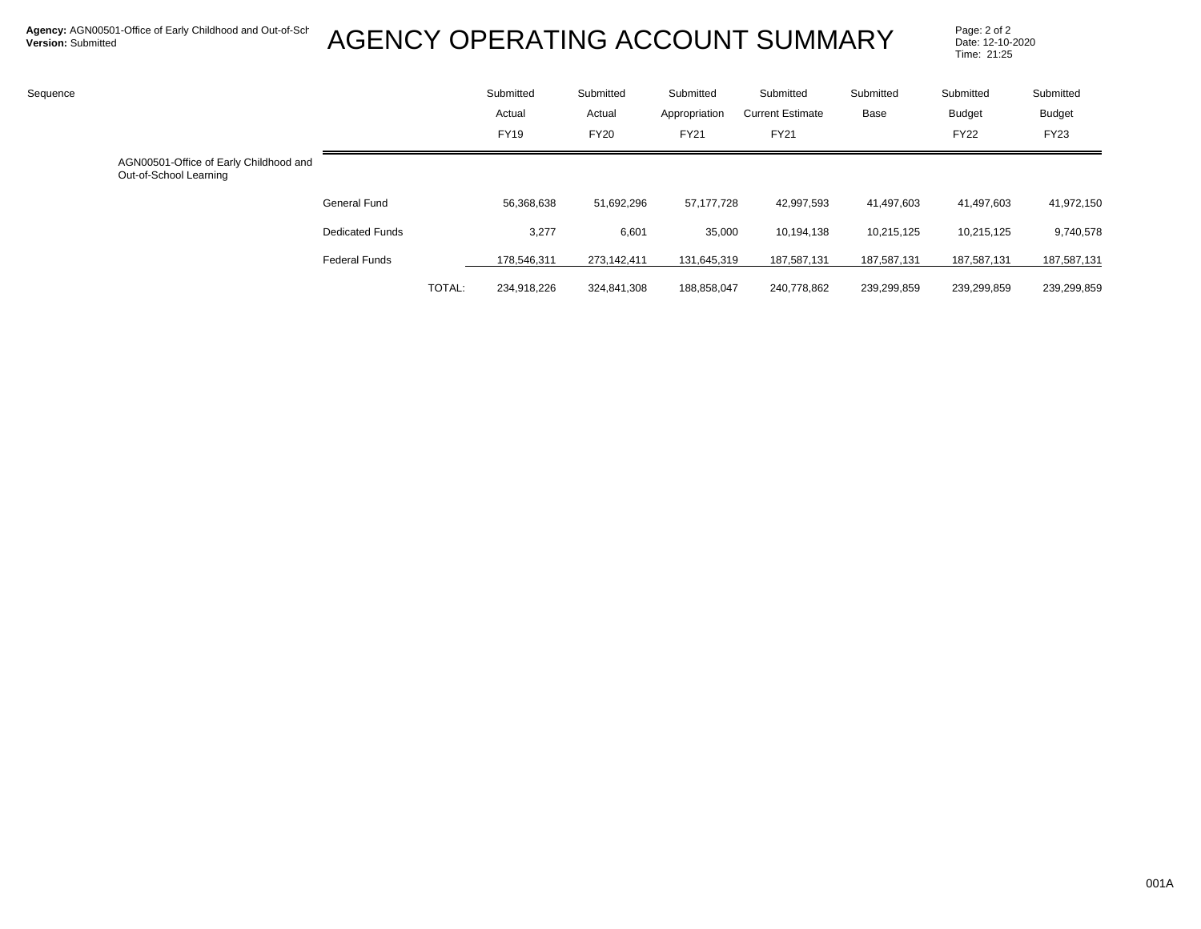# AGENCY OPERATING ACCOUNT SUMMARY

**Agency:** AGN00501-Office of Early Childhood and Out-of-Sch
**Version:** Submitted

Date: 12-10-2020
Time: 21:25

| Sequence | | | Submitted Actual FY19 | Submitted Actual FY20 | Submitted Appropriation FY21 | Submitted Current Estimate FY21 | Submitted Base | Submitted Budget FY22 | Submitted Budget FY23 |
|---|---|---|---|---|---|---|---|---|---|
| AGN00501-Office of Early Childhood and Out-of-School Learning | | | | | | | | | |
| | General Fund | | 56,368,638 | 51,692,296 | 57,177,728 | 42,997,593 | 41,497,603 | 41,497,603 | 41,972,150 |
| | Dedicated Funds | | 3,277 | 6,601 | 35,000 | 10,194,138 | 10,215,125 | 10,215,125 | 9,740,578 |
| | Federal Funds | | 178,546,311 | 273,142,411 | 131,645,319 | 187,587,131 | 187,587,131 | 187,587,131 | 187,587,131 |
| | | TOTAL: | 234,918,226 | 324,841,308 | 188,858,047 | 240,778,862 | 239,299,859 | 239,299,859 | 239,299,859 |

001A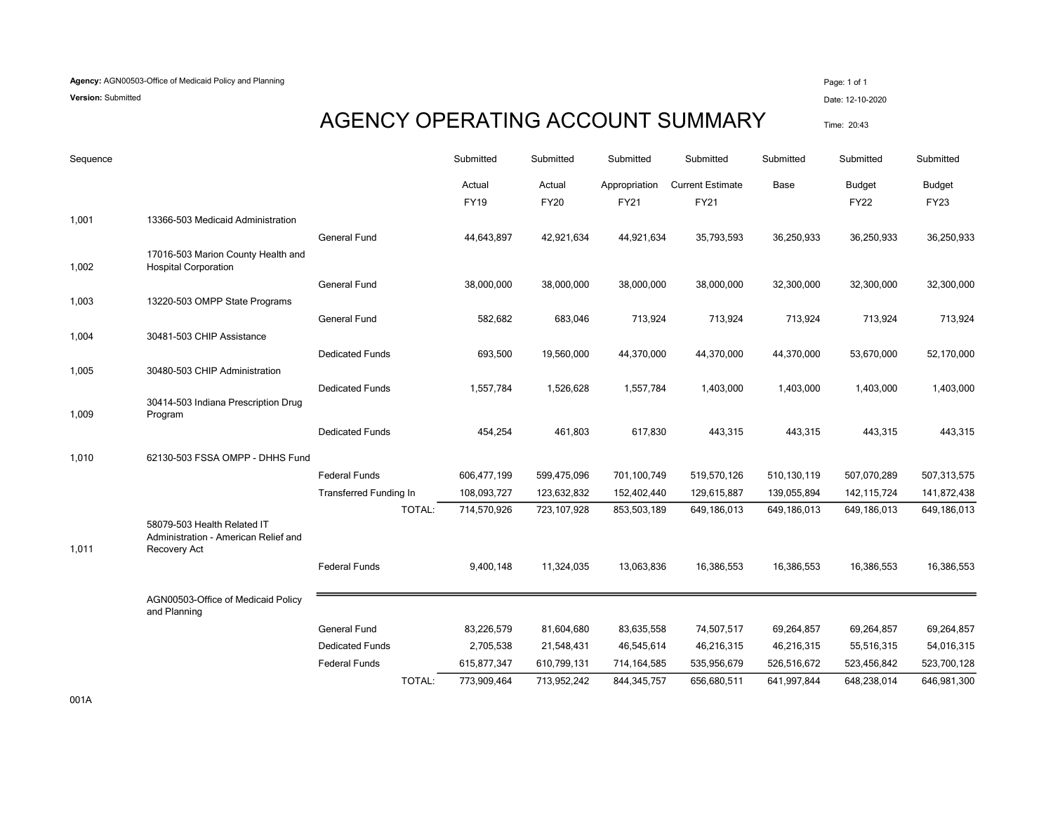**Agency:** AGN00503-Office of Medicaid Policy and Planning

**Version:** Submitted

Date: 12-10-2020

Time: 20:43

# AGENCY OPERATING ACCOUNT SUMMARY

| Sequence | | | Submitted Actual FY19 | Submitted Actual FY20 | Submitted Appropriation FY21 | Submitted Current Estimate FY21 | Submitted Base | Submitted Budget FY22 | Submitted Budget FY23 |
|---|---|---|---|---|---|---|---|---|---|
| 1,001 | 13366-503 Medicaid Administration | | | | | | | | |
| | | General Fund | 44,643,897 | 42,921,634 | 44,921,634 | 35,793,593 | 36,250,933 | 36,250,933 | 36,250,933 |
| 1,002 | 17016-503 Marion County Health and Hospital Corporation | | | | | | | | |
| | | General Fund | 38,000,000 | 38,000,000 | 38,000,000 | 38,000,000 | 32,300,000 | 32,300,000 | 32,300,000 |
| 1,003 | 13220-503 OMPP State Programs | | | | | | | | |
| | | General Fund | 582,682 | 683,046 | 713,924 | 713,924 | 713,924 | 713,924 | 713,924 |
| 1,004 | 30481-503 CHIP Assistance | | | | | | | | |
| | | Dedicated Funds | 693,500 | 19,560,000 | 44,370,000 | 44,370,000 | 44,370,000 | 53,670,000 | 52,170,000 |
| 1,005 | 30480-503 CHIP Administration | | | | | | | | |
| | | Dedicated Funds | 1,557,784 | 1,526,628 | 1,557,784 | 1,403,000 | 1,403,000 | 1,403,000 | 1,403,000 |
| 1,009 | 30414-503 Indiana Prescription Drug Program | | | | | | | | |
| | | Dedicated Funds | 454,254 | 461,803 | 617,830 | 443,315 | 443,315 | 443,315 | 443,315 |
| 1,010 | 62130-503 FSSA OMPP - DHHS Fund | | | | | | | | |
| | | Federal Funds | 606,477,199 | 599,475,096 | 701,100,749 | 519,570,126 | 510,130,119 | 507,070,289 | 507,313,575 |
| | | Transferred Funding In | 108,093,727 | 123,632,832 | 152,402,440 | 129,615,887 | 139,055,894 | 142,115,724 | 141,872,438 |
| | | TOTAL: | 714,570,926 | 723,107,928 | 853,503,189 | 649,186,013 | 649,186,013 | 649,186,013 | 649,186,013 |
| 1,011 | 58079-503 Health Related IT Administration - American Relief and Recovery Act | | | | | | | | |
| | | Federal Funds | 9,400,148 | 11,324,035 | 13,063,836 | 16,386,553 | 16,386,553 | 16,386,553 | 16,386,553 |
| | AGN00503-Office of Medicaid Policy and Planning | | | | | | | | |
| | | General Fund | 83,226,579 | 81,604,680 | 83,635,558 | 74,507,517 | 69,264,857 | 69,264,857 | 69,264,857 |
| | | Dedicated Funds | 2,705,538 | 21,548,431 | 46,545,614 | 46,216,315 | 46,216,315 | 55,516,315 | 54,016,315 |
| | | Federal Funds | 615,877,347 | 610,799,131 | 714,164,585 | 535,956,679 | 526,516,672 | 523,456,842 | 523,700,128 |
| | | TOTAL: | 773,909,464 | 713,952,242 | 844,345,757 | 656,680,511 | 641,997,844 | 648,238,014 | 646,981,300 |

001A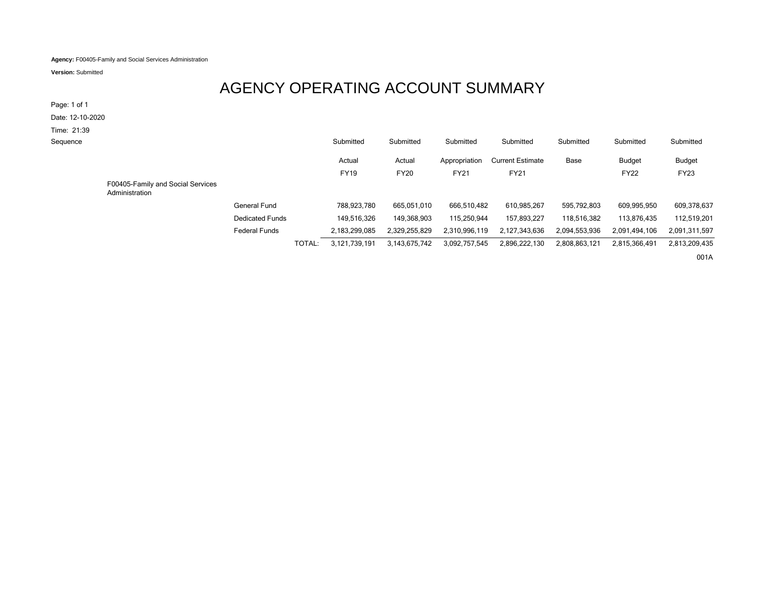**Agency:** F00405-Family and Social Services Administration

**Version:** Submitted

# AGENCY OPERATING ACCOUNT SUMMARY

Page: 1 of 1

Date: 12-10-2020

Time: 21:39

| Sequence | | | Submitted Actual FY19 | Submitted Actual FY20 | Submitted Appropriation FY21 | Submitted Current Estimate FY21 | Submitted Base | Submitted Budget FY22 | Submitted Budget FY23 |
|---|---|---|---|---|---|---|---|---|---|
| F00405-Family and Social Services Administration | | | | | | | | | |
| | General Fund | | 788,923,780 | 665,051,010 | 666,510,482 | 610,985,267 | 595,792,803 | 609,995,950 | 609,378,637 |
| | Dedicated Funds | | 149,516,326 | 149,368,903 | 115,250,944 | 157,893,227 | 118,516,382 | 113,876,435 | 112,519,201 |
| | Federal Funds | | 2,183,299,085 | 2,329,255,829 | 2,310,996,119 | 2,127,343,636 | 2,094,553,936 | 2,091,494,106 | 2,091,311,597 |
| | | TOTAL: | 3,121,739,191 | 3,143,675,742 | 3,092,757,545 | 2,896,222,130 | 2,808,863,121 | 2,815,366,491 | 2,813,209,435 |

001A